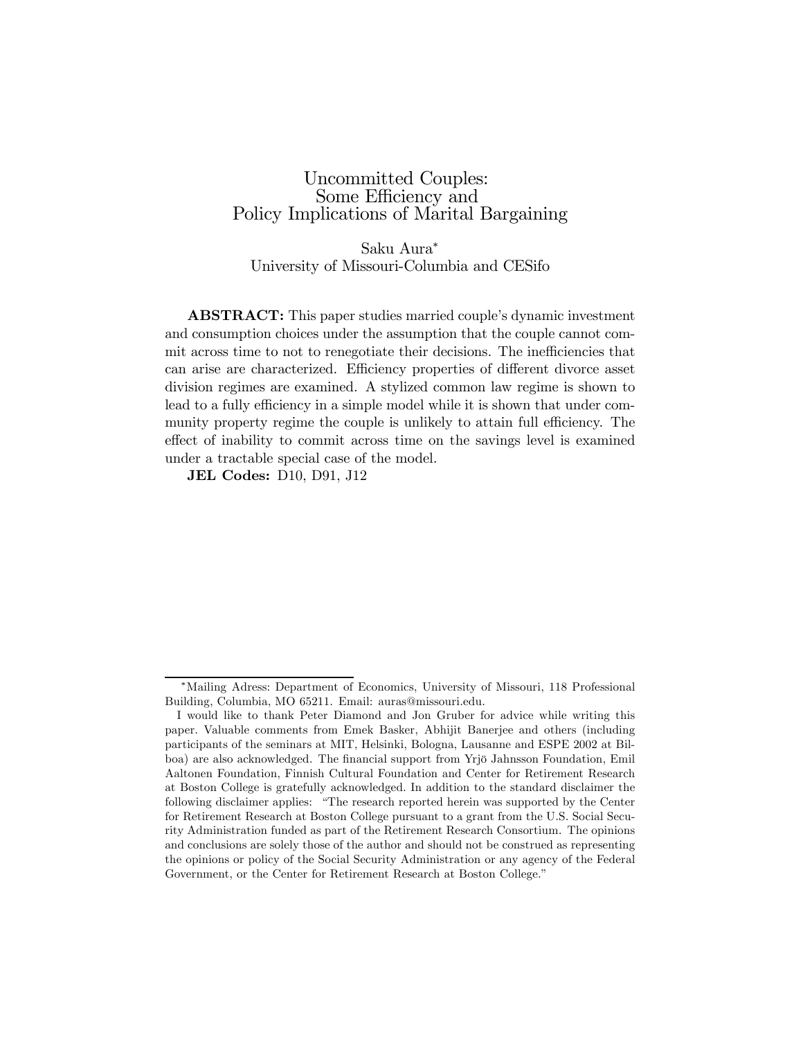# Uncommitted Couples: Some Efficiency and Policy Implications of Marital Bargaining

Saku Aura*
University of Missouri-Columbia and CESifo

**ABSTRACT:** This paper studies married couple's dynamic investment and consumption choices under the assumption that the couple cannot commit across time to not to renegotiate their decisions. The inefficiencies that can arise are characterized. Efficiency properties of different divorce asset division regimes are examined. A stylized common law regime is shown to lead to a fully efficiency in a simple model while it is shown that under community property regime the couple is unlikely to attain full efficiency. The effect of inability to commit across time on the savings level is examined under a tractable special case of the model.

**JEL Codes:** D10, D91, J12

---

*Mailing Adress: Department of Economics, University of Missouri, 118 Professional Building, Columbia, MO 65211. Email: auras@missouri.edu.

I would like to thank Peter Diamond and Jon Gruber for advice while writing this paper. Valuable comments from Emek Basker, Abhijit Banerjee and others (including participants of the seminars at MIT, Helsinki, Bologna, Lausanne and ESPE 2002 at Bilboa) are also acknowledged. The financial support from Yrjö Jahnsson Foundation, Emil Aaltonen Foundation, Finnish Cultural Foundation and Center for Retirement Research at Boston College is gratefully acknowledged. In addition to the standard disclaimer the following disclaimer applies: "The research reported herein was supported by the Center for Retirement Research at Boston College pursuant to a grant from the U.S. Social Security Administration funded as part of the Retirement Research Consortium. The opinions and conclusions are solely those of the author and should not be construed as representing the opinions or policy of the Social Security Administration or any agency of the Federal Government, or the Center for Retirement Research at Boston College."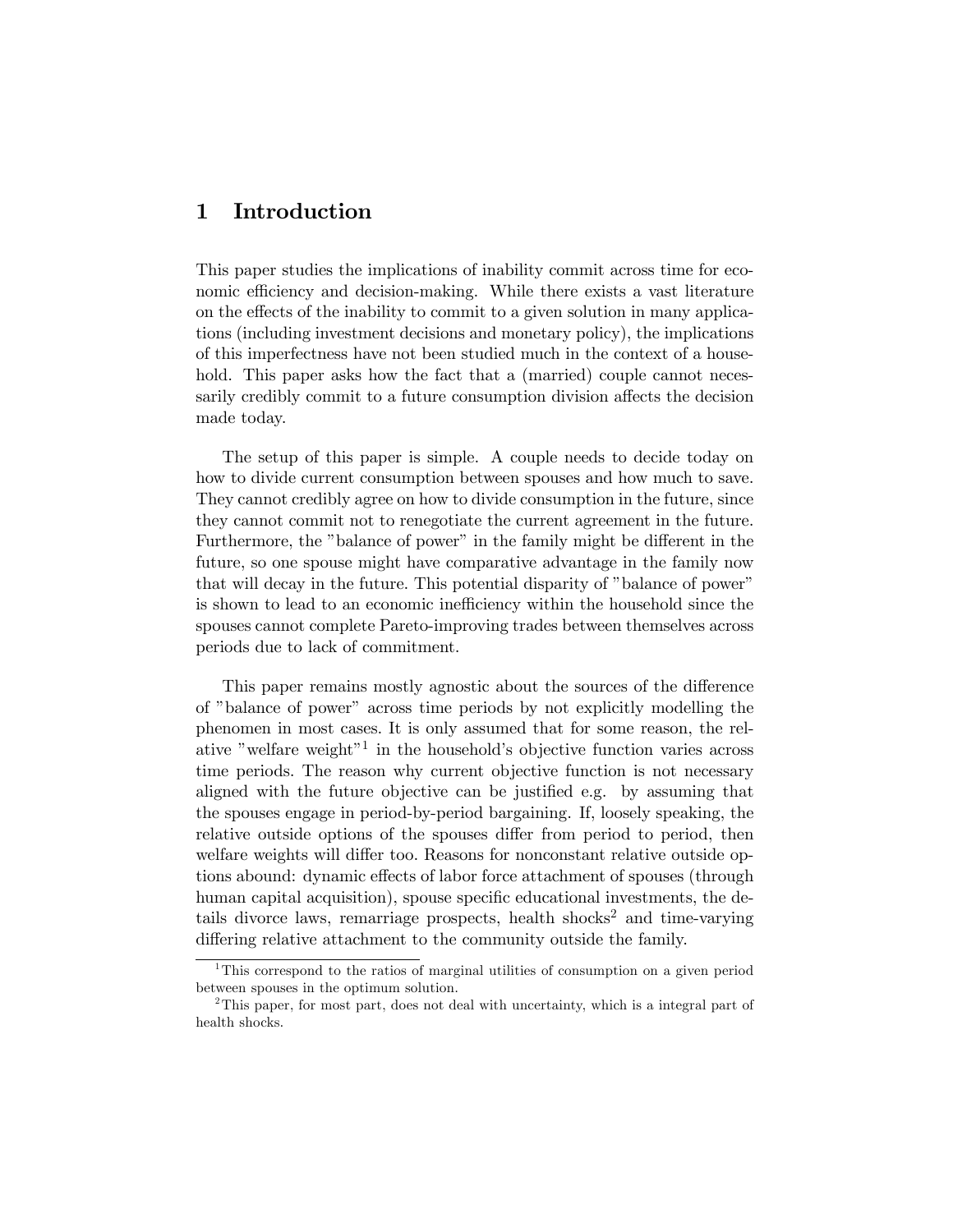# 1 Introduction

This paper studies the implications of inability commit across time for economic efficiency and decision-making. While there exists a vast literature on the effects of the inability to commit to a given solution in many applications (including investment decisions and monetary policy), the implications of this imperfectness have not been studied much in the context of a household. This paper asks how the fact that a (married) couple cannot necessarily credibly commit to a future consumption division affects the decision made today.

The setup of this paper is simple. A couple needs to decide today on how to divide current consumption between spouses and how much to save. They cannot credibly agree on how to divide consumption in the future, since they cannot commit not to renegotiate the current agreement in the future. Furthermore, the "balance of power" in the family might be different in the future, so one spouse might have comparative advantage in the family now that will decay in the future. This potential disparity of "balance of power" is shown to lead to an economic inefficiency within the household since the spouses cannot complete Pareto-improving trades between themselves across periods due to lack of commitment.

This paper remains mostly agnostic about the sources of the difference of "balance of power" across time periods by not explicitly modelling the phenomen in most cases. It is only assumed that for some reason, the relative "welfare weight"[1] in the household's objective function varies across time periods. The reason why current objective function is not necessary aligned with the future objective can be justified e.g. by assuming that the spouses engage in period-by-period bargaining. If, loosely speaking, the relative outside options of the spouses differ from period to period, then welfare weights will differ too. Reasons for nonconstant relative outside options abound: dynamic effects of labor force attachment of spouses (through human capital acquisition), spouse specific educational investments, the details divorce laws, remarriage prospects, health shocks[2] and time-varying differing relative attachment to the community outside the family.

[1] This correspond to the ratios of marginal utilities of consumption on a given period between spouses in the optimum solution.

[2] This paper, for most part, does not deal with uncertainty, which is a integral part of health shocks.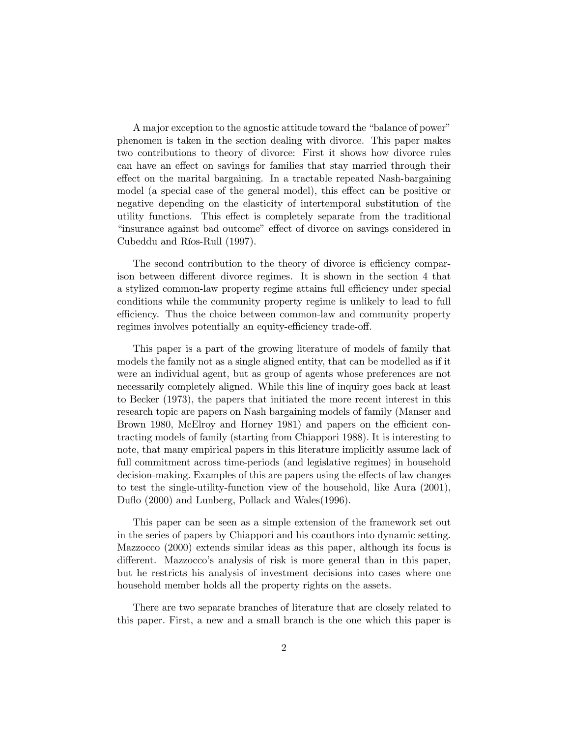A major exception to the agnostic attitude toward the "balance of power" phenomen is taken in the section dealing with divorce. This paper makes two contributions to theory of divorce: First it shows how divorce rules can have an effect on savings for families that stay married through their effect on the marital bargaining. In a tractable repeated Nash-bargaining model (a special case of the general model), this effect can be positive or negative depending on the elasticity of intertemporal substitution of the utility functions. This effect is completely separate from the traditional "insurance against bad outcome" effect of divorce on savings considered in Cubeddu and Ríos-Rull (1997).

The second contribution to the theory of divorce is efficiency comparison between different divorce regimes. It is shown in the section 4 that a stylized common-law property regime attains full efficiency under special conditions while the community property regime is unlikely to lead to full efficiency. Thus the choice between common-law and community property regimes involves potentially an equity-efficiency trade-off.

This paper is a part of the growing literature of models of family that models the family not as a single aligned entity, that can be modelled as if it were an individual agent, but as group of agents whose preferences are not necessarily completely aligned. While this line of inquiry goes back at least to Becker (1973), the papers that initiated the more recent interest in this research topic are papers on Nash bargaining models of family (Manser and Brown 1980, McElroy and Horney 1981) and papers on the efficient contracting models of family (starting from Chiappori 1988). It is interesting to note, that many empirical papers in this literature implicitly assume lack of full commitment across time-periods (and legislative regimes) in household decision-making. Examples of this are papers using the effects of law changes to test the single-utility-function view of the household, like Aura (2001), Duflo (2000) and Lunberg, Pollack and Wales(1996).

This paper can be seen as a simple extension of the framework set out in the series of papers by Chiappori and his coauthors into dynamic setting. Mazzocco (2000) extends similar ideas as this paper, although its focus is different. Mazzocco's analysis of risk is more general than in this paper, but he restricts his analysis of investment decisions into cases where one household member holds all the property rights on the assets.

There are two separate branches of literature that are closely related to this paper. First, a new and a small branch is the one which this paper is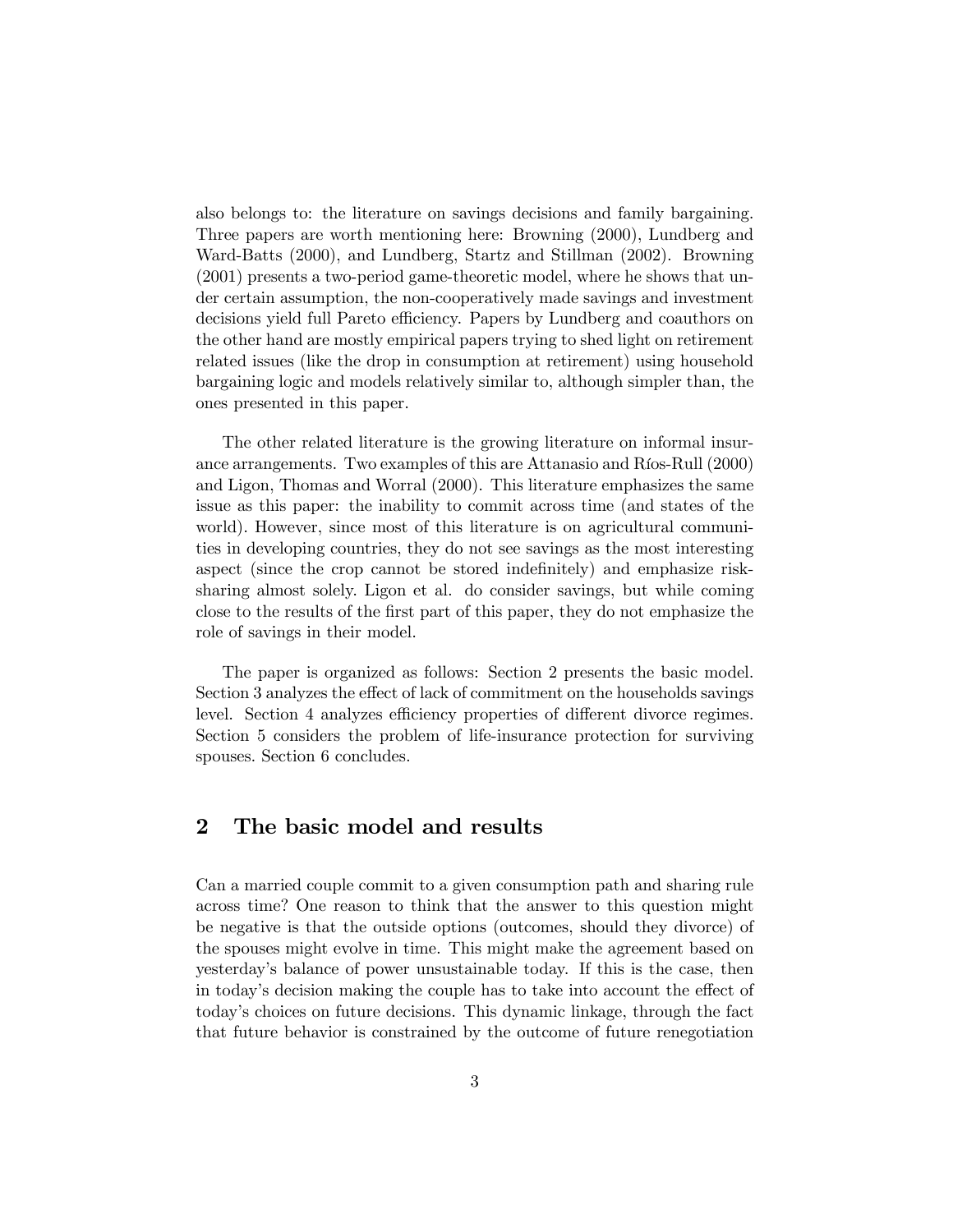also belongs to: the literature on savings decisions and family bargaining. Three papers are worth mentioning here: Browning (2000), Lundberg and Ward-Batts (2000), and Lundberg, Startz and Stillman (2002). Browning (2001) presents a two-period game-theoretic model, where he shows that under certain assumption, the non-cooperatively made savings and investment decisions yield full Pareto efficiency. Papers by Lundberg and coauthors on the other hand are mostly empirical papers trying to shed light on retirement related issues (like the drop in consumption at retirement) using household bargaining logic and models relatively similar to, although simpler than, the ones presented in this paper.

The other related literature is the growing literature on informal insurance arrangements. Two examples of this are Attanasio and Ríos-Rull (2000) and Ligon, Thomas and Worral (2000). This literature emphasizes the same issue as this paper: the inability to commit across time (and states of the world). However, since most of this literature is on agricultural communities in developing countries, they do not see savings as the most interesting aspect (since the crop cannot be stored indefinitely) and emphasize risk-sharing almost solely. Ligon et al. do consider savings, but while coming close to the results of the first part of this paper, they do not emphasize the role of savings in their model.

The paper is organized as follows: Section 2 presents the basic model. Section 3 analyzes the effect of lack of commitment on the households savings level. Section 4 analyzes efficiency properties of different divorce regimes. Section 5 considers the problem of life-insurance protection for surviving spouses. Section 6 concludes.

## 2 The basic model and results

Can a married couple commit to a given consumption path and sharing rule across time? One reason to think that the answer to this question might be negative is that the outside options (outcomes, should they divorce) of the spouses might evolve in time. This might make the agreement based on yesterday's balance of power unsustainable today. If this is the case, then in today's decision making the couple has to take into account the effect of today's choices on future decisions. This dynamic linkage, through the fact that future behavior is constrained by the outcome of future renegotiation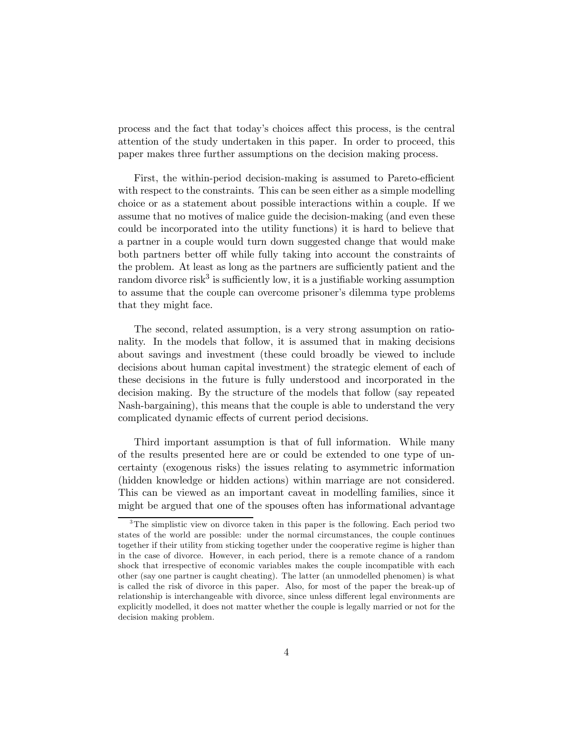process and the fact that today's choices affect this process, is the central attention of the study undertaken in this paper. In order to proceed, this paper makes three further assumptions on the decision making process.

First, the within-period decision-making is assumed to Pareto-efficient with respect to the constraints. This can be seen either as a simple modelling choice or as a statement about possible interactions within a couple. If we assume that no motives of malice guide the decision-making (and even these could be incorporated into the utility functions) it is hard to believe that a partner in a couple would turn down suggested change that would make both partners better off while fully taking into account the constraints of the problem. At least as long as the partners are sufficiently patient and the random divorce risk[3] is sufficiently low, it is a justifiable working assumption to assume that the couple can overcome prisoner's dilemma type problems that they might face.

The second, related assumption, is a very strong assumption on rationality. In the models that follow, it is assumed that in making decisions about savings and investment (these could broadly be viewed to include decisions about human capital investment) the strategic element of each of these decisions in the future is fully understood and incorporated in the decision making. By the structure of the models that follow (say repeated Nash-bargaining), this means that the couple is able to understand the very complicated dynamic effects of current period decisions.

Third important assumption is that of full information. While many of the results presented here are or could be extended to one type of uncertainty (exogenous risks) the issues relating to asymmetric information (hidden knowledge or hidden actions) within marriage are not considered. This can be viewed as an important caveat in modelling families, since it might be argued that one of the spouses often has informational advantage

---

[3]The simplistic view on divorce taken in this paper is the following. Each period two states of the world are possible: under the normal circumstances, the couple continues together if their utility from sticking together under the cooperative regime is higher than in the case of divorce. However, in each period, there is a remote chance of a random shock that irrespective of economic variables makes the couple incompatible with each other (say one partner is caught cheating). The latter (an unmodelled phenomen) is what is called the risk of divorce in this paper. Also, for most of the paper the break-up of relationship is interchangeable with divorce, since unless different legal environments are explicitly modelled, it does not matter whether the couple is legally married or not for the decision making problem.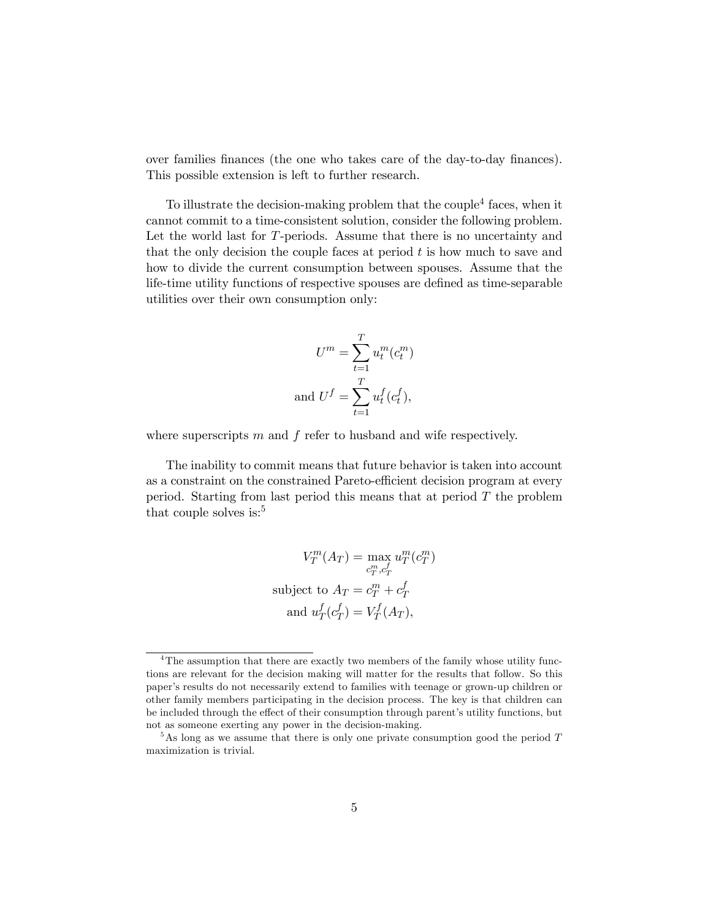over families finances (the one who takes care of the day-to-day finances). This possible extension is left to further research.

To illustrate the decision-making problem that the couple[4] faces, when it cannot commit to a time-consistent solution, consider the following problem. Let the world last for $T$-periods. Assume that there is no uncertainty and that the only decision the couple faces at period $t$ is how much to save and how to divide the current consumption between spouses. Assume that the life-time utility functions of respective spouses are defined as time-separable utilities over their own consumption only:

$$U^m = \sum_{t=1}^{T} u_t^m(c_t^m)$$
$$\text{and } U^f = \sum_{t=1}^{T} u_t^f(c_t^f),$$

where superscripts $m$ and $f$ refer to husband and wife respectively.

The inability to commit means that future behavior is taken into account as a constraint on the constrained Pareto-efficient decision program at every period. Starting from last period this means that at period $T$ the problem that couple solves is:[5]

$$V_T^m(A_T) = \max_{c_T^m, c_T^f} u_T^m(c_T^m)$$
$$\text{subject to } A_T = c_T^m + c_T^f$$
$$\text{and } u_T^f(c_T^f) = V_T^f(A_T),$$

[4] The assumption that there are exactly two members of the family whose utility functions are relevant for the decision making will matter for the results that follow. So this paper's results do not necessarily extend to families with teenage or grown-up children or other family members participating in the decision process. The key is that children can be included through the effect of their consumption through parent's utility functions, but not as someone exerting any power in the decision-making.

[5] As long as we assume that there is only one private consumption good the period $T$ maximization is trivial.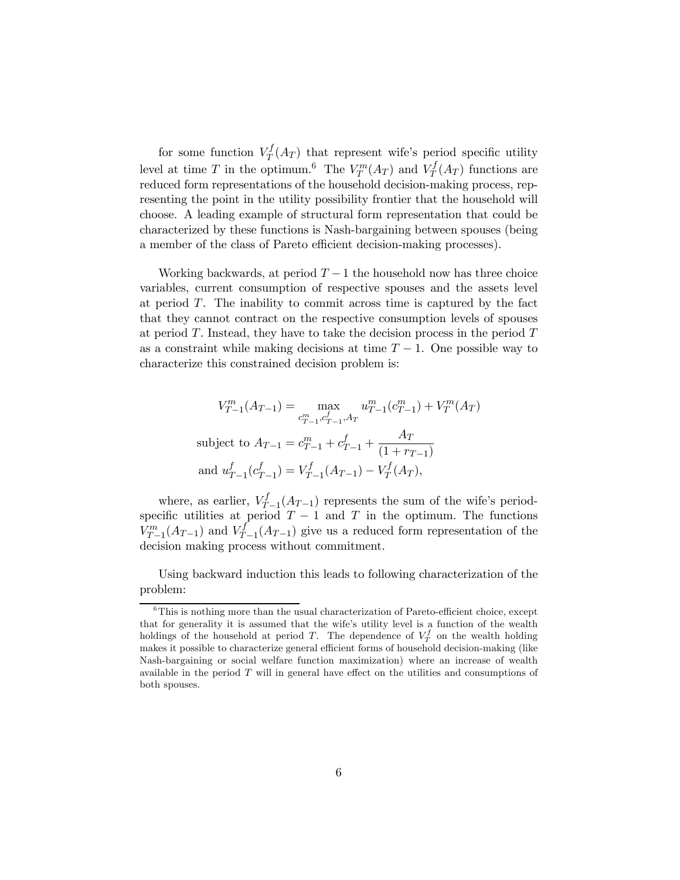for some function $V_T^f(A_T)$ that represent wife's period specific utility level at time $T$ in the optimum.[6] The $V_T^m(A_T)$ and $V_T^f(A_T)$ functions are reduced form representations of the household decision-making process, representing the point in the utility possibility frontier that the household will choose. A leading example of structural form representation that could be characterized by these functions is Nash-bargaining between spouses (being a member of the class of Pareto efficient decision-making processes).

Working backwards, at period $T-1$ the household now has three choice variables, current consumption of respective spouses and the assets level at period $T$. The inability to commit across time is captured by the fact that they cannot contract on the respective consumption levels of spouses at period $T$. Instead, they have to take the decision process in the period $T$ as a constraint while making decisions at time $T-1$. One possible way to characterize this constrained decision problem is:

$$
\begin{aligned}
V_{T-1}^m(A_{T-1}) &= \max_{c_{T-1}^m, c_{T-1}^f, A_T} u_{T-1}^m(c_{T-1}^m) + V_T^m(A_T) \\
\text{subject to } A_{T-1} &= c_{T-1}^m + c_{T-1}^f + \frac{A_T}{(1+r_{T-1})} \\
\text{and } u_{T-1}^f(c_{T-1}^f) &= V_{T-1}^f(A_{T-1}) - V_T^f(A_T),
\end{aligned}
$$

where, as earlier, $V_{T-1}^f(A_{T-1})$ represents the sum of the wife's period-specific utilities at period $T-1$ and $T$ in the optimum. The functions $V_{T-1}^m(A_{T-1})$ and $V_{T-1}^f(A_{T-1})$ give us a reduced form representation of the decision making process without commitment.

Using backward induction this leads to following characterization of the problem:

[6] This is nothing more than the usual characterization of Pareto-efficient choice, except that for generality it is assumed that the wife's utility level is a function of the wealth holdings of the household at period $T$. The dependence of $V_T^f$ on the wealth holding makes it possible to characterize general efficient forms of household decision-making (like Nash-bargaining or social welfare function maximization) where an increase of wealth available in the period $T$ will in general have effect on the utilities and consumptions of both spouses.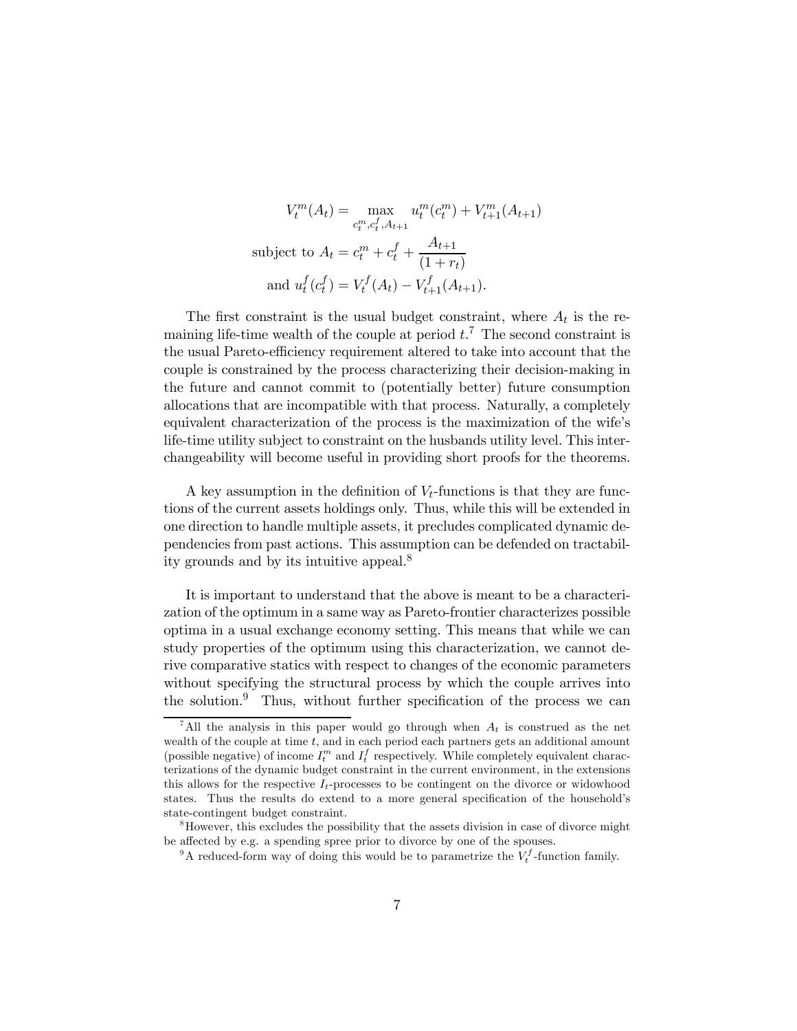$$V_t^m(A_t) = \max_{c_t^m, c_t^f, A_{t+1}} u_t^m(c_t^m) + V_{t+1}^m(A_{t+1})$$

$$\text{subject to } A_t = c_t^m + c_t^f + \frac{A_{t+1}}{(1+r_t)}$$

$$\text{and } u_t^f(c_t^f) = V_t^f(A_t) - V_{t+1}^f(A_{t+1}).$$

The first constraint is the usual budget constraint, where $A_t$ is the remaining life-time wealth of the couple at period $t$.[7] The second constraint is the usual Pareto-efficiency requirement altered to take into account that the couple is constrained by the process characterizing their decision-making in the future and cannot commit to (potentially better) future consumption allocations that are incompatible with that process. Naturally, a completely equivalent characterization of the process is the maximization of the wife's life-time utility subject to constraint on the husbands utility level. This interchangeability will become useful in providing short proofs for the theorems.

A key assumption in the definition of $V_t$-functions is that they are functions of the current assets holdings only. Thus, while this will be extended in one direction to handle multiple assets, it precludes complicated dynamic dependencies from past actions. This assumption can be defended on tractability grounds and by its intuitive appeal.[8]

It is important to understand that the above is meant to be a characterization of the optimum in a same way as Pareto-frontier characterizes possible optima in a usual exchange economy setting. This means that while we can study properties of the optimum using this characterization, we cannot derive comparative statics with respect to changes of the economic parameters without specifying the structural process by which the couple arrives into the solution.[9] Thus, without further specification of the process we can

[7] All the analysis in this paper would go through when $A_t$ is construed as the net wealth of the couple at time $t$, and in each period each partners gets an additional amount (possible negative) of income $I_t^m$ and $I_t^f$ respectively. While completely equivalent characterizations of the dynamic budget constraint in the current environment, in the extensions this allows for the respective $I_t$-processes to be contingent on the divorce or widowhood states. Thus the results do extend to a more general specification of the household's state-contingent budget constraint.

[8] However, this excludes the possibility that the assets division in case of divorce might be affected by e.g. a spending spree prior to divorce by one of the spouses.

[9] A reduced-form way of doing this would be to parametrize the $V_t^f$-function family.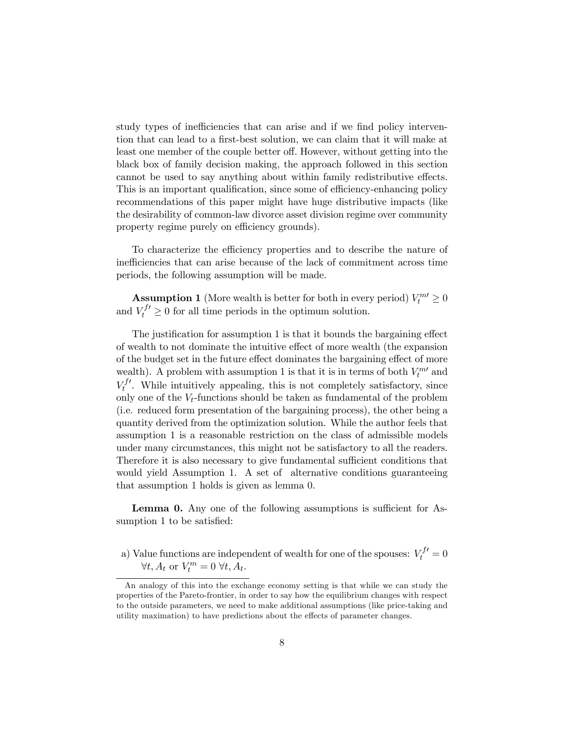study types of inefficiencies that can arise and if we find policy intervention that can lead to a first-best solution, we can claim that it will make at least one member of the couple better off. However, without getting into the black box of family decision making, the approach followed in this section cannot be used to say anything about within family redistributive effects. This is an important qualification, since some of efficiency-enhancing policy recommendations of this paper might have huge distributive impacts (like the desirability of common-law divorce asset division regime over community property regime purely on efficiency grounds).

To characterize the efficiency properties and to describe the nature of inefficiencies that can arise because of the lack of commitment across time periods, the following assumption will be made.

**Assumption 1** (More wealth is better for both in every period) $V_t^{m\prime} \geq 0$ and $V_t^{f\prime} \geq 0$ for all time periods in the optimum solution.

The justification for assumption 1 is that it bounds the bargaining effect of wealth to not dominate the intuitive effect of more wealth (the expansion of the budget set in the future effect dominates the bargaining effect of more wealth). A problem with assumption 1 is that it is in terms of both $V_t^{m\prime}$ and $V_t^{f\prime}$. While intuitively appealing, this is not completely satisfactory, since only one of the $V_t$-functions should be taken as fundamental of the problem (i.e. reduced form presentation of the bargaining process), the other being a quantity derived from the optimization solution. While the author feels that assumption 1 is a reasonable restriction on the class of admissible models under many circumstances, this might not be satisfactory to all the readers. Therefore it is also necessary to give fundamental sufficient conditions that would yield Assumption 1. A set of alternative conditions guaranteeing that assumption 1 holds is given as lemma 0.

**Lemma 0.** Any one of the following assumptions is sufficient for Assumption 1 to be satisfied:

a) Value functions are independent of wealth for one of the spouses: $V_t^{f\prime} = 0$ $\forall t, A_t$ or $V_t^m = 0$ $\forall t, A_t$.

An analogy of this into the exchange economy setting is that while we can study the properties of the Pareto-frontier, in order to say how the equilibrium changes with respect to the outside parameters, we need to make additional assumptions (like price-taking and utility maximation) to have predictions about the effects of parameter changes.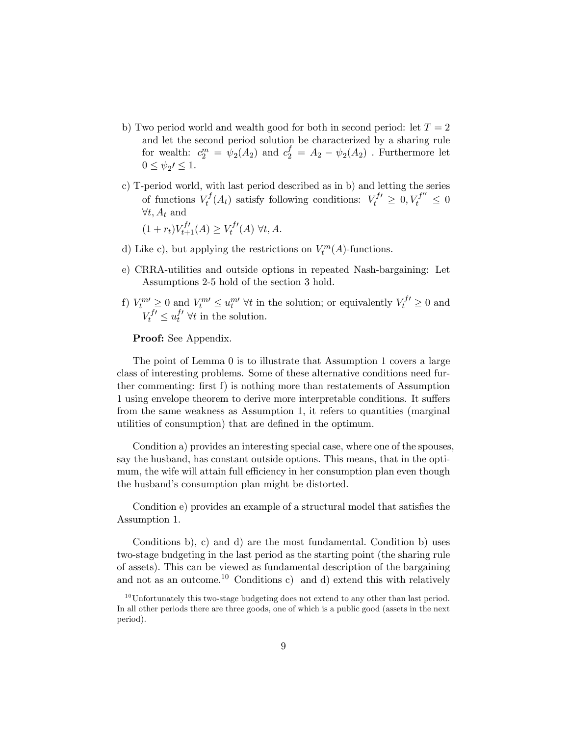b) Two period world and wealth good for both in second period: let $T = 2$ and let the second period solution be characterized by a sharing rule for wealth: $c_2^m = \psi_2(A_2)$ and $c_2^f = A_2 - \psi_2(A_2)$ . Furthermore let $0 \leq \psi_2\prime \leq 1$.

c) T-period world, with last period described as in b) and letting the series of functions $V_t^f(A_t)$ satisfy following conditions: $V_t^{f\prime} \geq 0, V_t^{f\prime\prime} \leq 0$ $\forall t, A_t$ and

   $(1 + r_t)V_{t+1}^{f\prime}(A) \geq V_t^{f\prime}(A)$ $\forall t, A.$

d) Like c), but applying the restrictions on $V_t^m(A)$-functions.

e) CRRA-utilities and outside options in repeated Nash-bargaining: Let Assumptions 2-5 hold of the section 3 hold.

f) $V_t^{m\prime} \geq 0$ and $V_t^{m\prime} \leq u_t^{m\prime}$ $\forall t$ in the solution; or equivalently $V_t^{f\prime} \geq 0$ and $V_t^{f\prime} \leq u_t^{f\prime}$ $\forall t$ in the solution.

**Proof:** See Appendix.

The point of Lemma 0 is to illustrate that Assumption 1 covers a large class of interesting problems. Some of these alternative conditions need further commenting: first f) is nothing more than restatements of Assumption 1 using envelope theorem to derive more interpretable conditions. It suffers from the same weakness as Assumption 1, it refers to quantities (marginal utilities of consumption) that are defined in the optimum.

Condition a) provides an interesting special case, where one of the spouses, say the husband, has constant outside options. This means, that in the optimum, the wife will attain full efficiency in her consumption plan even though the husband's consumption plan might be distorted.

Condition e) provides an example of a structural model that satisfies the Assumption 1.

Conditions b), c) and d) are the most fundamental. Condition b) uses two-stage budgeting in the last period as the starting point (the sharing rule of assets). This can be viewed as fundamental description of the bargaining and not as an outcome.[10] Conditions c) and d) extend this with relatively

[10] Unfortunately this two-stage budgeting does not extend to any other than last period. In all other periods there are three goods, one of which is a public good (assets in the next period).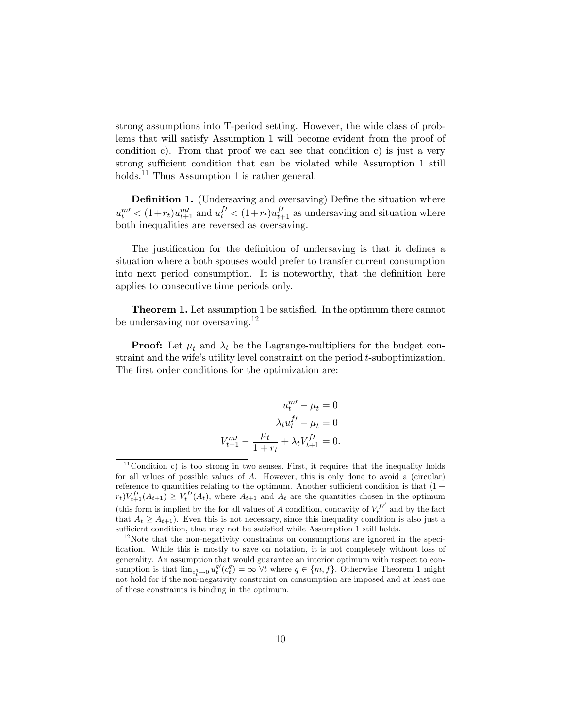strong assumptions into T-period setting. However, the wide class of problems that will satisfy Assumption 1 will become evident from the proof of condition c). From that proof we can see that condition c) is just a very strong sufficient condition that can be violated while Assumption 1 still holds.[11] Thus Assumption 1 is rather general.

**Definition 1.** (Undersaving and oversaving) Define the situation where $u_t^{m\prime} < (1+r_t)u_{t+1}^{m\prime}$ and $u_t^{f\prime} < (1+r_t)u_{t+1}^{f\prime}$ as undersaving and situation where both inequalities are reversed as oversaving.

The justification for the definition of undersaving is that it defines a situation where a both spouses would prefer to transfer current consumption into next period consumption. It is noteworthy, that the definition here applies to consecutive time periods only.

**Theorem 1.** Let assumption 1 be satisfied. In the optimum there cannot be undersaving nor oversaving.[12]

**Proof:** Let $\mu_t$ and $\lambda_t$ be the Lagrange-multipliers for the budget constraint and the wife's utility level constraint on the period $t$-suboptimization. The first order conditions for the optimization are:

$$
\begin{aligned}
u_t^{m\prime} - \mu_t &= 0 \\
\lambda_t u_t^{f\prime} - \mu_t &= 0 \\
V_{t+1}^{m\prime} - \frac{\mu_t}{1+r_t} + \lambda_t V_{t+1}^{f\prime} &= 0.
\end{aligned}
$$

[11] Condition c) is too strong in two senses. First, it requires that the inequality holds for all values of possible values of $A$. However, this is only done to avoid a (circular) reference to quantities relating to the optimum. Another sufficient condition is that $(1+r_t)V_{t+1}^{f\prime}(A_{t+1}) \geq V_t^{f\prime}(A_t)$, where $A_{t+1}$ and $A_t$ are the quantities chosen in the optimum (this form is implied by the for all values of $A$ condition, concavity of $V_t^{f\prime}$ and by the fact that $A_t \geq A_{t+1}$). Even this is not necessary, since this inequality condition is also just a sufficient condition, that may not be satisfied while Assumption 1 still holds.

[12] Note that the non-negativity constraints on consumptions are ignored in the specification. While this is mostly to save on notation, it is not completely without loss of generality. An assumption that would guarantee an interior optimum with respect to consumption is that $\lim_{c_t^q \to 0} u_t^{q\prime}(c_t^q) = \infty \; \forall t$ where $q \in \{m, f\}$. Otherwise Theorem 1 might not hold for if the non-negativity constraint on consumption are imposed and at least one of these constraints is binding in the optimum.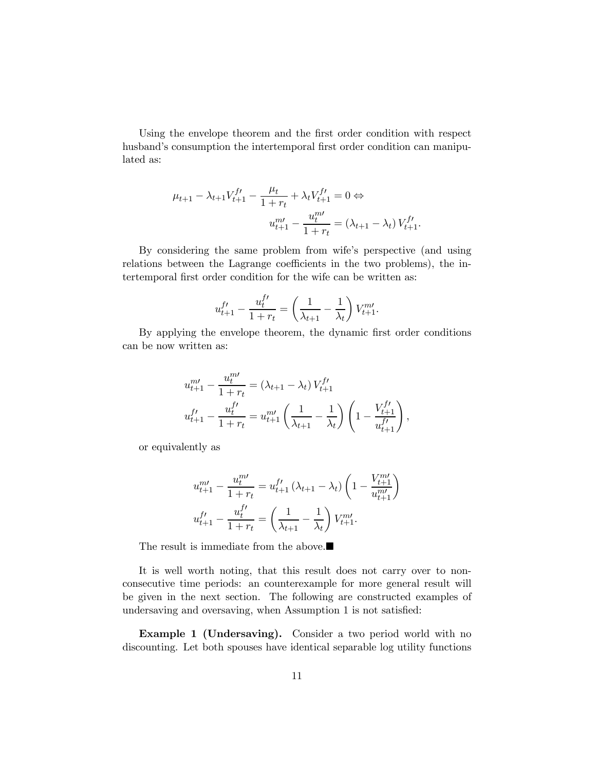Using the envelope theorem and the first order condition with respect husband's consumption the intertemporal first order condition can manipulated as:

$$\mu_{t+1} - \lambda_{t+1} V_{t+1}^{f\prime} - \frac{\mu_t}{1+r_t} + \lambda_t V_{t+1}^{f\prime} = 0 \Leftrightarrow$$
$$u_{t+1}^{m\prime} - \frac{u_t^{m\prime}}{1+r_t} = \left(\lambda_{t+1} - \lambda_t\right) V_{t+1}^{f\prime}.$$

By considering the same problem from wife's perspective (and using relations between the Lagrange coefficients in the two problems), the intertemporal first order condition for the wife can be written as:

$$u_{t+1}^{f\prime} - \frac{u_t^{f\prime}}{1+r_t} = \left(\frac{1}{\lambda_{t+1}} - \frac{1}{\lambda_t}\right) V_{t+1}^{m\prime}.$$

By applying the envelope theorem, the dynamic first order conditions can be now written as:

$$u_{t+1}^{m\prime} - \frac{u_t^{m\prime}}{1+r_t} = \left(\lambda_{t+1} - \lambda_t\right) V_{t+1}^{f\prime}$$
$$u_{t+1}^{f\prime} - \frac{u_t^{f\prime}}{1+r_t} = u_{t+1}^{m\prime} \left(\frac{1}{\lambda_{t+1}} - \frac{1}{\lambda_t}\right) \left(1 - \frac{V_{t+1}^{f\prime}}{u_{t+1}^{f\prime}}\right),$$

or equivalently as

$$u_{t+1}^{m\prime} - \frac{u_t^{m\prime}}{1+r_t} = u_{t+1}^{f\prime} \left(\lambda_{t+1} - \lambda_t\right) \left(1 - \frac{V_{t+1}^{m\prime}}{u_{t+1}^{m\prime}}\right)$$
$$u_{t+1}^{f\prime} - \frac{u_t^{f\prime}}{1+r_t} = \left(\frac{1}{\lambda_{t+1}} - \frac{1}{\lambda_t}\right) V_{t+1}^{m\prime}.$$

The result is immediate from the above.■

It is well worth noting, that this result does not carry over to non-consecutive time periods: an counterexample for more general result will be given in the next section. The following are constructed examples of undersaving and oversaving, when Assumption 1 is not satisfied:

**Example 1 (Undersaving).** Consider a two period world with no discounting. Let both spouses have identical separable log utility functions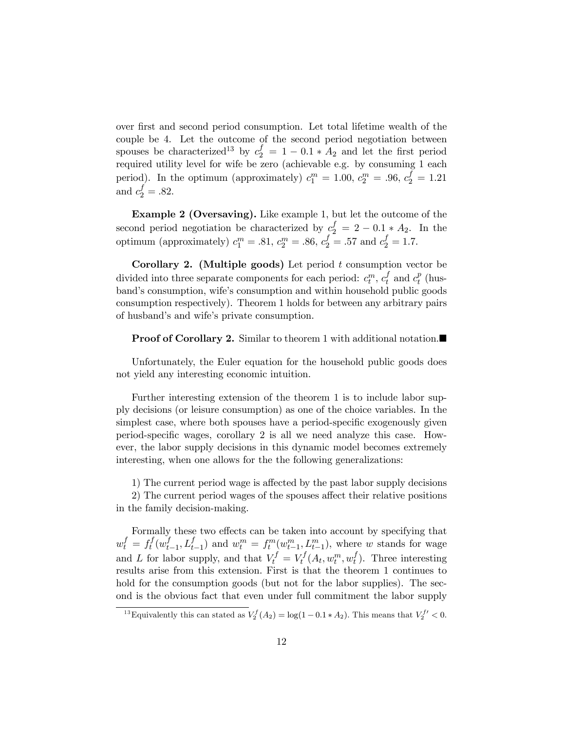over first and second period consumption. Let total lifetime wealth of the couple be 4. Let the outcome of the second period negotiation between spouses be characterized[13] by $c_2^f = 1 - 0.1 * A_2$ and let the first period required utility level for wife be zero (achievable e.g. by consuming 1 each period). In the optimum (approximately) $c_1^m = 1.00$, $c_2^m = .96$, $c_2^f = 1.21$ and $c_2^f = .82$.

**Example 2 (Oversaving).** Like example 1, but let the outcome of the second period negotiation be characterized by $c_2^f = 2 - 0.1 * A_2$. In the optimum (approximately) $c_1^m = .81$, $c_2^m = .86$, $c_2^f = .57$ and $c_2^f = 1.7$.

**Corollary 2. (Multiple goods)** Let period $t$ consumption vector be divided into three separate components for each period: $c_t^m$, $c_t^f$ and $c_t^p$ (husband's consumption, wife's consumption and within household public goods consumption respectively). Theorem 1 holds for between any arbitrary pairs of husband's and wife's private consumption.

**Proof of Corollary 2.** Similar to theorem 1 with additional notation.■

Unfortunately, the Euler equation for the household public goods does not yield any interesting economic intuition.

Further interesting extension of the theorem 1 is to include labor supply decisions (or leisure consumption) as one of the choice variables. In the simplest case, where both spouses have a period-specific exogenously given period-specific wages, corollary 2 is all we need analyze this case. However, the labor supply decisions in this dynamic model becomes extremely interesting, when one allows for the the following generalizations:

1) The current period wage is affected by the past labor supply decisions

2) The current period wages of the spouses affect their relative positions in the family decision-making.

Formally these two effects can be taken into account by specifying that $w_t^f = f_t^f(w_{t-1}^f, L_{t-1}^f)$ and $w_t^m = f_t^m(w_{t-1}^m, L_{t-1}^m)$, where $w$ stands for wage and $L$ for labor supply, and that $V_t^f = V_t^f(A_t, w_t^m, w_t^f)$. Three interesting results arise from this extension. First is that the theorem 1 continues to hold for the consumption goods (but not for the labor supplies). The second is the obvious fact that even under full commitment the labor supply

[13] Equivalently this can stated as $V_2^f(A_2) = \log(1 - 0.1 * A_2)$. This means that $V_2^{f\prime} < 0$.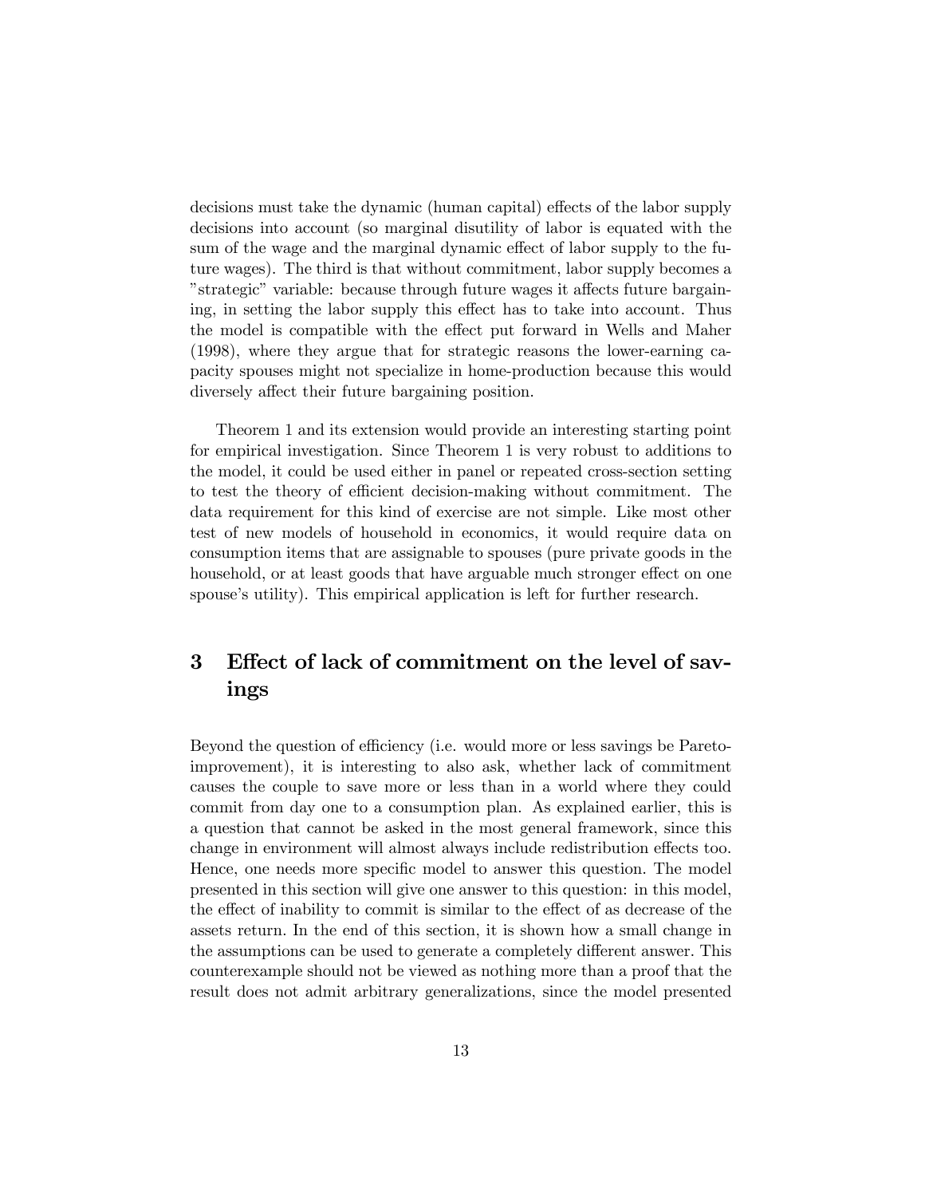decisions must take the dynamic (human capital) effects of the labor supply decisions into account (so marginal disutility of labor is equated with the sum of the wage and the marginal dynamic effect of labor supply to the future wages). The third is that without commitment, labor supply becomes a "strategic" variable: because through future wages it affects future bargaining, in setting the labor supply this effect has to take into account. Thus the model is compatible with the effect put forward in Wells and Maher (1998), where they argue that for strategic reasons the lower-earning capacity spouses might not specialize in home-production because this would diversely affect their future bargaining position.

Theorem 1 and its extension would provide an interesting starting point for empirical investigation. Since Theorem 1 is very robust to additions to the model, it could be used either in panel or repeated cross-section setting to test the theory of efficient decision-making without commitment. The data requirement for this kind of exercise are not simple. Like most other test of new models of household in economics, it would require data on consumption items that are assignable to spouses (pure private goods in the household, or at least goods that have arguable much stronger effect on one spouse's utility). This empirical application is left for further research.

# 3 Effect of lack of commitment on the level of savings

Beyond the question of efficiency (i.e. would more or less savings be Pareto-improvement), it is interesting to also ask, whether lack of commitment causes the couple to save more or less than in a world where they could commit from day one to a consumption plan. As explained earlier, this is a question that cannot be asked in the most general framework, since this change in environment will almost always include redistribution effects too. Hence, one needs more specific model to answer this question. The model presented in this section will give one answer to this question: in this model, the effect of inability to commit is similar to the effect of as decrease of the assets return. In the end of this section, it is shown how a small change in the assumptions can be used to generate a completely different answer. This counterexample should not be viewed as nothing more than a proof that the result does not admit arbitrary generalizations, since the model presented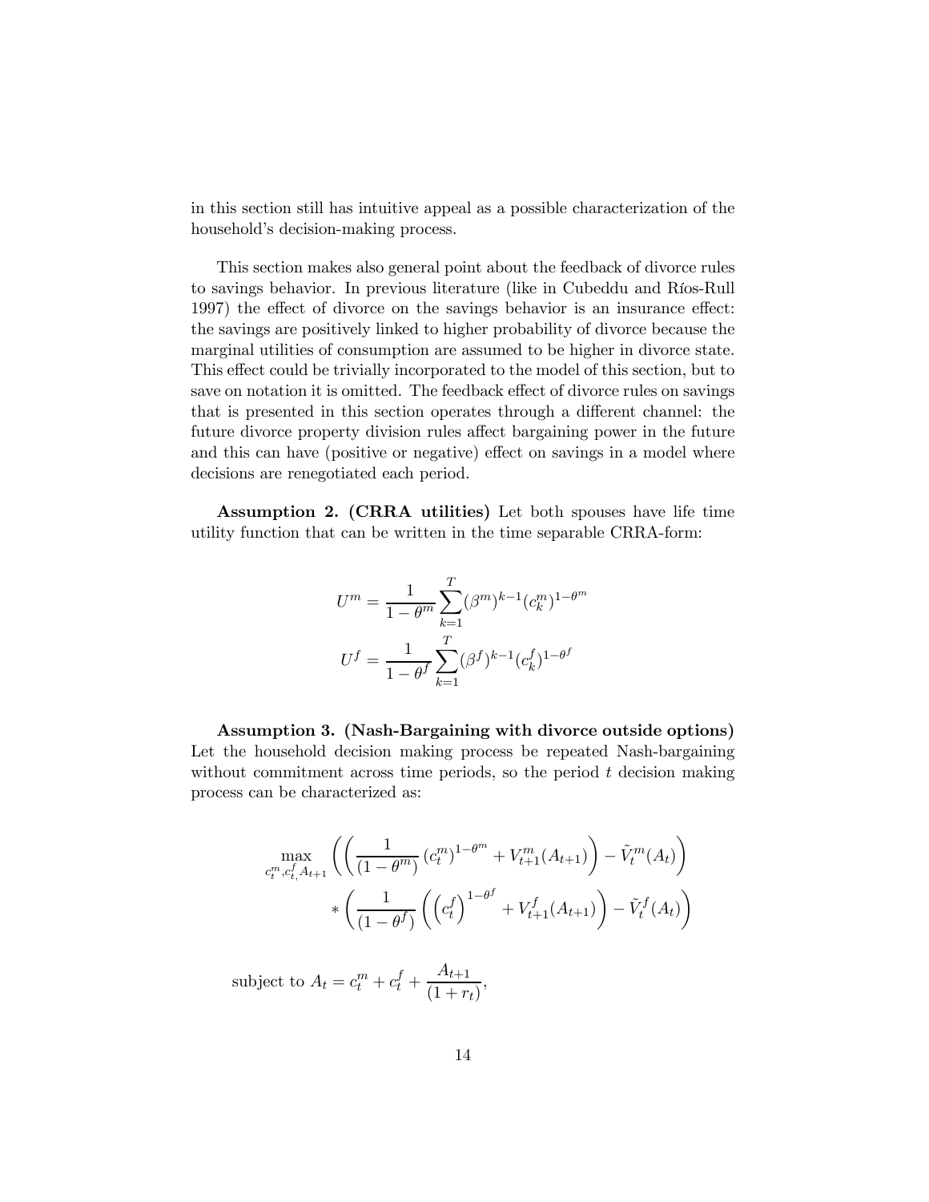in this section still has intuitive appeal as a possible characterization of the household's decision-making process.

This section makes also general point about the feedback of divorce rules to savings behavior. In previous literature (like in Cubeddu and Ríos-Rull 1997) the effect of divorce on the savings behavior is an insurance effect: the savings are positively linked to higher probability of divorce because the marginal utilities of consumption are assumed to be higher in divorce state. This effect could be trivially incorporated to the model of this section, but to save on notation it is omitted. The feedback effect of divorce rules on savings that is presented in this section operates through a different channel: the future divorce property division rules affect bargaining power in the future and this can have (positive or negative) effect on savings in a model where decisions are renegotiated each period.

**Assumption 2. (CRRA utilities)** Let both spouses have life time utility function that can be written in the time separable CRRA-form:

$$U^m = \frac{1}{1-\theta^m} \sum_{k=1}^{T} (\beta^m)^{k-1} (c_k^m)^{1-\theta^m}$$

$$U^f = \frac{1}{1-\theta^f} \sum_{k=1}^{T} (\beta^f)^{k-1} (c_k^f)^{1-\theta^f}$$

**Assumption 3. (Nash-Bargaining with divorce outside options)** Let the household decision making process be repeated Nash-bargaining without commitment across time periods, so the period $t$ decision making process can be characterized as:

$$\max_{c_t^m, c_t^f, A_{t+1}} \left( \left( \frac{1}{(1-\theta^m)} (c_t^m)^{1-\theta^m} + V_{t+1}^m(A_{t+1}) \right) - \tilde{V}_t^m(A_t) \right) * \left( \frac{1}{(1-\theta^f)} \left( \left(c_t^f\right)^{1-\theta^f} + V_{t+1}^f(A_{t+1}) \right) - \tilde{V}_t^f(A_t) \right)$$

subject to $A_t = c_t^m + c_t^f + \dfrac{A_{t+1}}{(1+r_t)}$,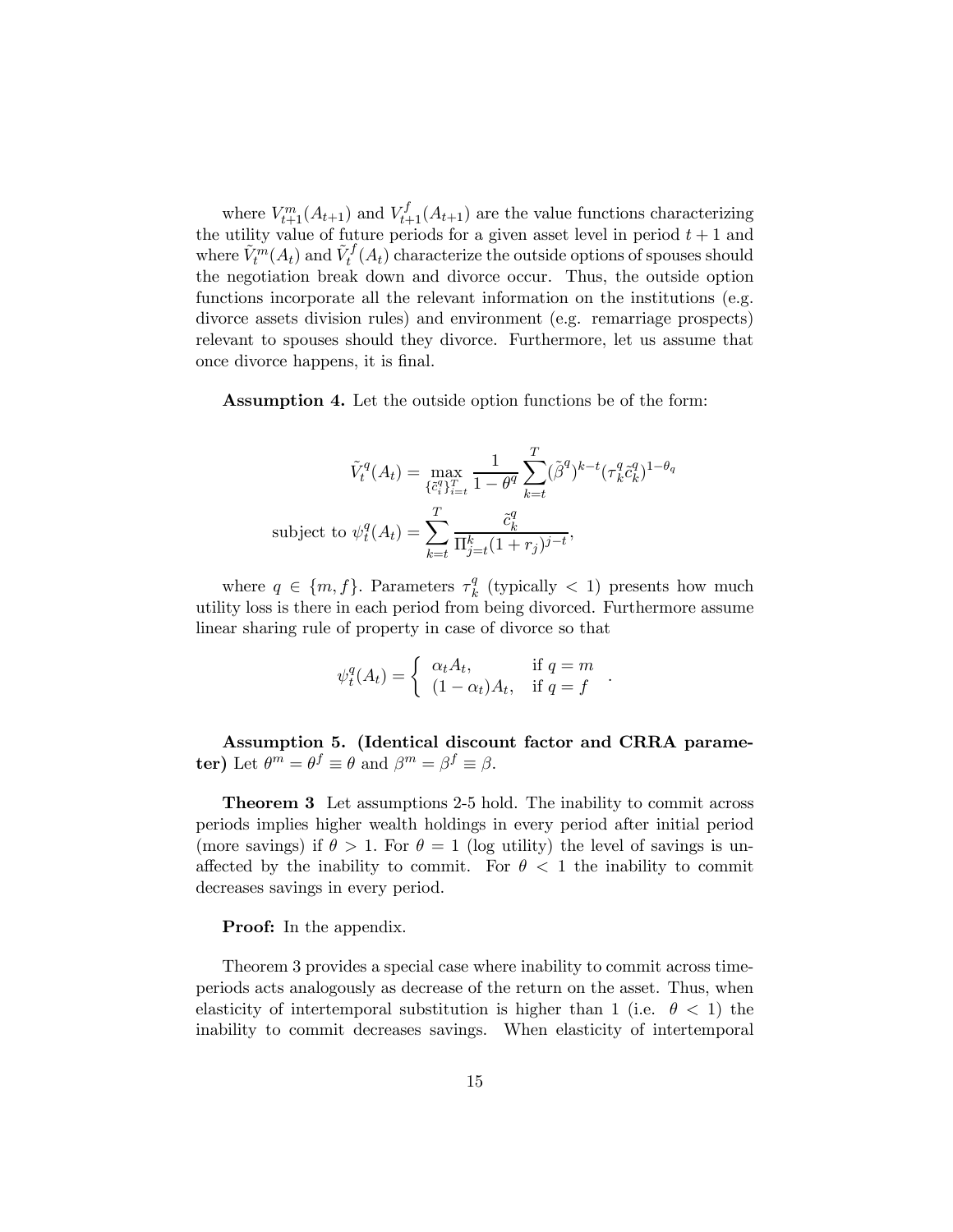where $V_{t+1}^m(A_{t+1})$ and $V_{t+1}^f(A_{t+1})$ are the value functions characterizing the utility value of future periods for a given asset level in period $t+1$ and where $\tilde{V}_t^m(A_t)$ and $\tilde{V}_t^f(A_t)$ characterize the outside options of spouses should the negotiation break down and divorce occur. Thus, the outside option functions incorporate all the relevant information on the institutions (e.g. divorce assets division rules) and environment (e.g. remarriage prospects) relevant to spouses should they divorce. Furthermore, let us assume that once divorce happens, it is final.

**Assumption 4.** Let the outside option functions be of the form:

$$\tilde{V}_t^q(A_t) = \max_{\{\tilde{c}_i^q\}_{i=t}^T} \frac{1}{1-\theta^q} \sum_{k=t}^T (\tilde{\beta}^q)^{k-t} (\tau_k^q \tilde{c}_k^q)^{1-\theta_q}$$

$$\text{subject to } \psi_t^q(A_t) = \sum_{k=t}^T \frac{\tilde{c}_k^q}{\Pi_{j=t}^k (1+r_j)^{j-t}},$$

where $q \in \{m, f\}$. Parameters $\tau_k^q$ (typically $< 1$) presents how much utility loss is there in each period from being divorced. Furthermore assume linear sharing rule of property in case of divorce so that

$$\psi_t^q(A_t) = \begin{cases} \alpha_t A_t, & \text{if } q = m \\ (1-\alpha_t)A_t, & \text{if } q = f \end{cases}.$$

**Assumption 5. (Identical discount factor and CRRA parameter)** Let $\theta^m = \theta^f \equiv \theta$ and $\beta^m = \beta^f \equiv \beta$.

**Theorem 3** Let assumptions 2-5 hold. The inability to commit across periods implies higher wealth holdings in every period after initial period (more savings) if $\theta > 1$. For $\theta = 1$ (log utility) the level of savings is unaffected by the inability to commit. For $\theta < 1$ the inability to commit decreases savings in every period.

**Proof:** In the appendix.

Theorem 3 provides a special case where inability to commit across time-periods acts analogously as decrease of the return on the asset. Thus, when elasticity of intertemporal substitution is higher than 1 (i.e. $\theta < 1$) the inability to commit decreases savings. When elasticity of intertemporal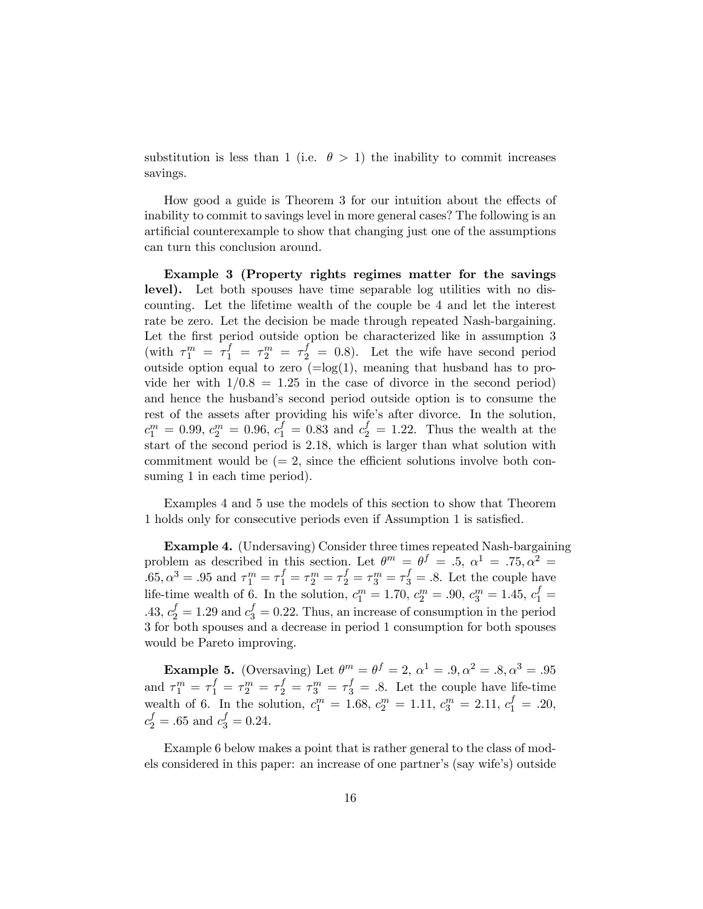substitution is less than 1 (i.e. $\theta > 1$) the inability to commit increases savings.

How good a guide is Theorem 3 for our intuition about the effects of inability to commit to savings level in more general cases? The following is an artificial counterexample to show that changing just one of the assumptions can turn this conclusion around.

**Example 3 (Property rights regimes matter for the savings level).** Let both spouses have time separable log utilities with no discounting. Let the lifetime wealth of the couple be 4 and let the interest rate be zero. Let the decision be made through repeated Nash-bargaining. Let the first period outside option be characterized like in assumption 3 (with $\tau_1^m = \tau_1^f = \tau_2^m = \tau_2^f = 0.8$). Let the wife have second period outside option equal to zero (=log(1), meaning that husband has to provide her with $1/0.8 = 1.25$ in the case of divorce in the second period) and hence the husband's second period outside option is to consume the rest of the assets after providing his wife's after divorce. In the solution, $c_1^m = 0.99$, $c_2^m = 0.96$, $c_1^f = 0.83$ and $c_2^f = 1.22$. Thus the wealth at the start of the second period is 2.18, which is larger than what solution with commitment would be (= 2, since the efficient solutions involve both consuming 1 in each time period).

Examples 4 and 5 use the models of this section to show that Theorem 1 holds only for consecutive periods even if Assumption 1 is satisfied.

**Example 4.** (Undersaving) Consider three times repeated Nash-bargaining problem as described in this section. Let $\theta^m = \theta^f = .5$, $\alpha^1 = .75, \alpha^2 = .65, \alpha^3 = .95$ and $\tau_1^m = \tau_1^f = \tau_2^m = \tau_2^f = \tau_3^m = \tau_3^f = .8$. Let the couple have life-time wealth of 6. In the solution, $c_1^m = 1.70$, $c_2^m = .90$, $c_3^m = 1.45$, $c_1^f = .43$, $c_2^f = 1.29$ and $c_3^f = 0.22$. Thus, an increase of consumption in the period 3 for both spouses and a decrease in period 1 consumption for both spouses would be Pareto improving.

**Example 5.** (Oversaving) Let $\theta^m = \theta^f = 2$, $\alpha^1 = .9, \alpha^2 = .8, \alpha^3 = .95$ and $\tau_1^m = \tau_1^f = \tau_2^m = \tau_2^f = \tau_3^m = \tau_3^f = .8$. Let the couple have life-time wealth of 6. In the solution, $c_1^m = 1.68$, $c_2^m = 1.11$, $c_3^m = 2.11$, $c_1^f = .20$, $c_2^f = .65$ and $c_3^f = 0.24$.

Example 6 below makes a point that is rather general to the class of models considered in this paper: an increase of one partner's (say wife's) outside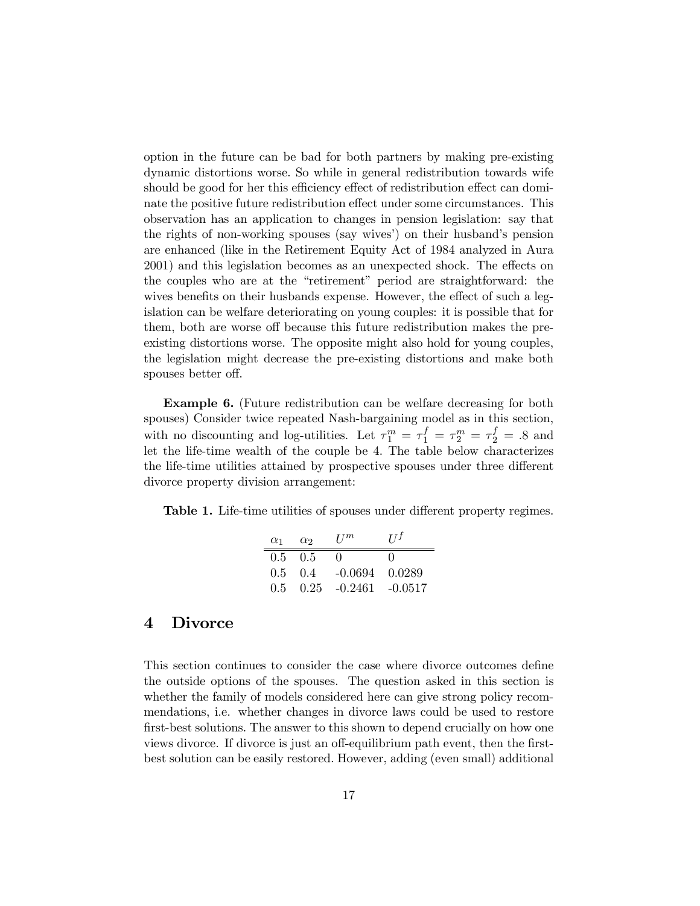option in the future can be bad for both partners by making pre-existing dynamic distortions worse. So while in general redistribution towards wife should be good for her this efficiency effect of redistribution effect can dominate the positive future redistribution effect under some circumstances. This observation has an application to changes in pension legislation: say that the rights of non-working spouses (say wives') on their husband's pension are enhanced (like in the Retirement Equity Act of 1984 analyzed in Aura 2001) and this legislation becomes as an unexpected shock. The effects on the couples who are at the "retirement" period are straightforward: the wives benefits on their husbands expense. However, the effect of such a legislation can be welfare deteriorating on young couples: it is possible that for them, both are worse off because this future redistribution makes the pre-existing distortions worse. The opposite might also hold for young couples, the legislation might decrease the pre-existing distortions and make both spouses better off.

**Example 6.** (Future redistribution can be welfare decreasing for both spouses) Consider twice repeated Nash-bargaining model as in this section, with no discounting and log-utilities. Let $\tau_1^m = \tau_1^f = \tau_2^m = \tau_2^f = .8$ and let the life-time wealth of the couple be 4. The table below characterizes the life-time utilities attained by prospective spouses under three different divorce property division arrangement:

**Table 1.** Life-time utilities of spouses under different property regimes.

| $\alpha_1$ | $\alpha_2$ | $U^m$ | $U^f$ |
|---|---|---|---|
| 0.5 | 0.5 | 0 | 0 |
| 0.5 | 0.4 | -0.0694 | 0.0289 |
| 0.5 | 0.25 | -0.2461 | -0.0517 |

# 4 Divorce

This section continues to consider the case where divorce outcomes define the outside options of the spouses. The question asked in this section is whether the family of models considered here can give strong policy recommendations, i.e. whether changes in divorce laws could be used to restore first-best solutions. The answer to this shown to depend crucially on how one views divorce. If divorce is just an off-equilibrium path event, then the first-best solution can be easily restored. However, adding (even small) additional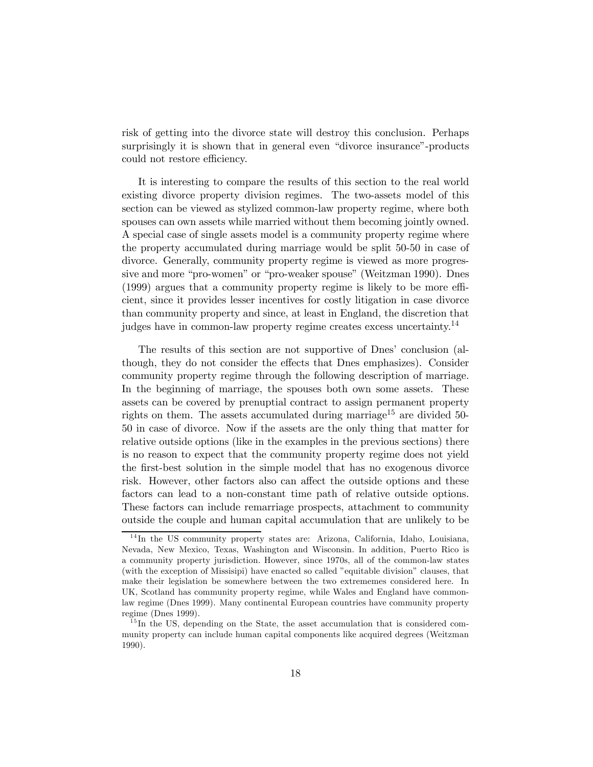risk of getting into the divorce state will destroy this conclusion. Perhaps surprisingly it is shown that in general even "divorce insurance"-products could not restore efficiency.

It is interesting to compare the results of this section to the real world existing divorce property division regimes. The two-assets model of this section can be viewed as stylized common-law property regime, where both spouses can own assets while married without them becoming jointly owned. A special case of single assets model is a community property regime where the property accumulated during marriage would be split 50-50 in case of divorce. Generally, community property regime is viewed as more progressive and more "pro-women" or "pro-weaker spouse" (Weitzman 1990). Dnes (1999) argues that a community property regime is likely to be more efficient, since it provides lesser incentives for costly litigation in case divorce than community property and since, at least in England, the discretion that judges have in common-law property regime creates excess uncertainty.[14]

The results of this section are not supportive of Dnes' conclusion (although, they do not consider the effects that Dnes emphasizes). Consider community property regime through the following description of marriage. In the beginning of marriage, the spouses both own some assets. These assets can be covered by prenuptial contract to assign permanent property rights on them. The assets accumulated during marriage[15] are divided 50-50 in case of divorce. Now if the assets are the only thing that matter for relative outside options (like in the examples in the previous sections) there is no reason to expect that the community property regime does not yield the first-best solution in the simple model that has no exogenous divorce risk. However, other factors also can affect the outside options and these factors can lead to a non-constant time path of relative outside options. These factors can include remarriage prospects, attachment to community outside the couple and human capital accumulation that are unlikely to be

[14] In the US community property states are: Arizona, California, Idaho, Louisiana, Nevada, New Mexico, Texas, Washington and Wisconsin. In addition, Puerto Rico is a community property jurisdiction. However, since 1970s, all of the common-law states (with the exception of Missisipi) have enacted so called "equitable division" clauses, that make their legislation be somewhere between the two extrememes considered here. In UK, Scotland has community property regime, while Wales and England have common-law regime (Dnes 1999). Many continental European countries have community property regime (Dnes 1999).

[15] In the US, depending on the State, the asset accumulation that is considered community property can include human capital components like acquired degrees (Weitzman 1990).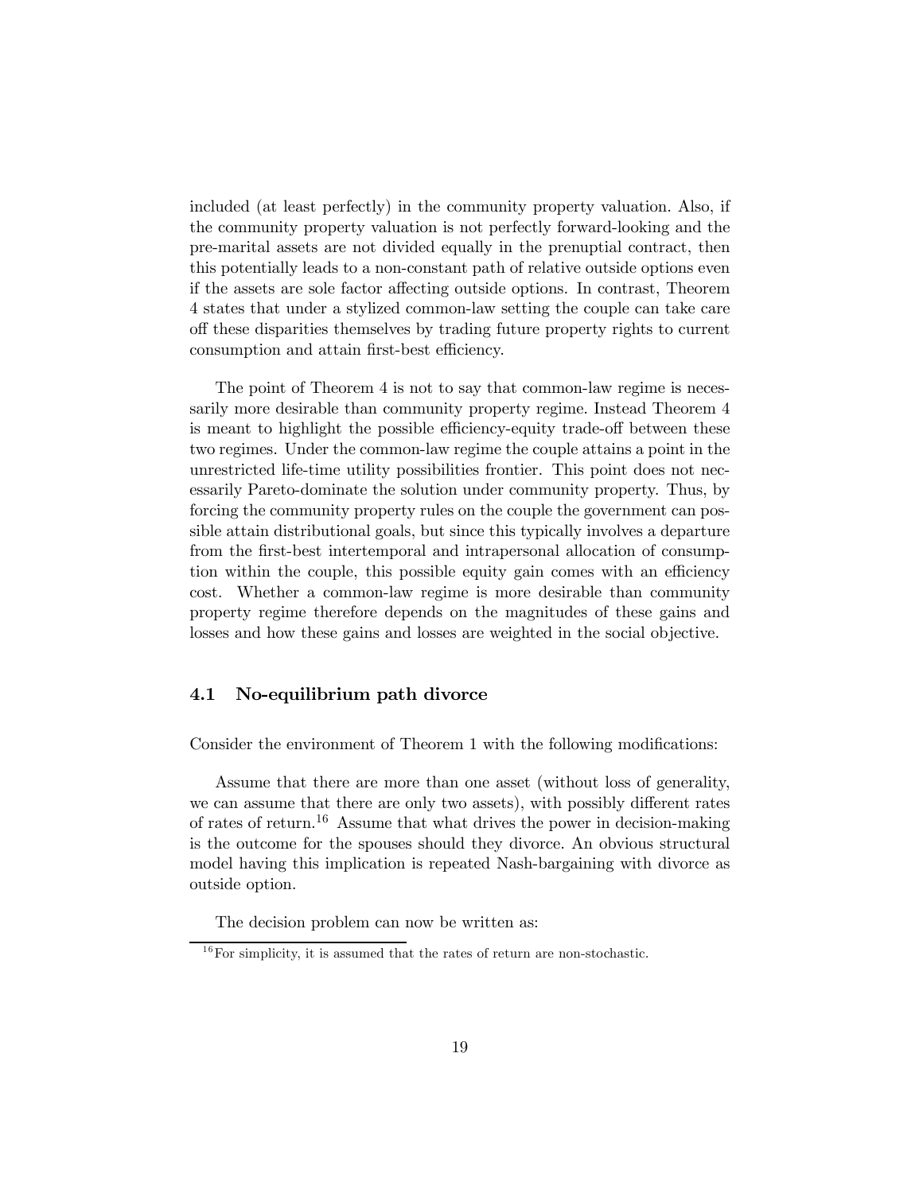included (at least perfectly) in the community property valuation. Also, if the community property valuation is not perfectly forward-looking and the pre-marital assets are not divided equally in the prenuptial contract, then this potentially leads to a non-constant path of relative outside options even if the assets are sole factor affecting outside options. In contrast, Theorem 4 states that under a stylized common-law setting the couple can take care off these disparities themselves by trading future property rights to current consumption and attain first-best efficiency.

The point of Theorem 4 is not to say that common-law regime is necessarily more desirable than community property regime. Instead Theorem 4 is meant to highlight the possible efficiency-equity trade-off between these two regimes. Under the common-law regime the couple attains a point in the unrestricted life-time utility possibilities frontier. This point does not necessarily Pareto-dominate the solution under community property. Thus, by forcing the community property rules on the couple the government can possible attain distributional goals, but since this typically involves a departure from the first-best intertemporal and intrapersonal allocation of consumption within the couple, this possible equity gain comes with an efficiency cost. Whether a common-law regime is more desirable than community property regime therefore depends on the magnitudes of these gains and losses and how these gains and losses are weighted in the social objective.

### 4.1 No-equilibrium path divorce

Consider the environment of Theorem 1 with the following modifications:

Assume that there are more than one asset (without loss of generality, we can assume that there are only two assets), with possibly different rates of rates of return.[16] Assume that what drives the power in decision-making is the outcome for the spouses should they divorce. An obvious structural model having this implication is repeated Nash-bargaining with divorce as outside option.

The decision problem can now be written as:

[16] For simplicity, it is assumed that the rates of return are non-stochastic.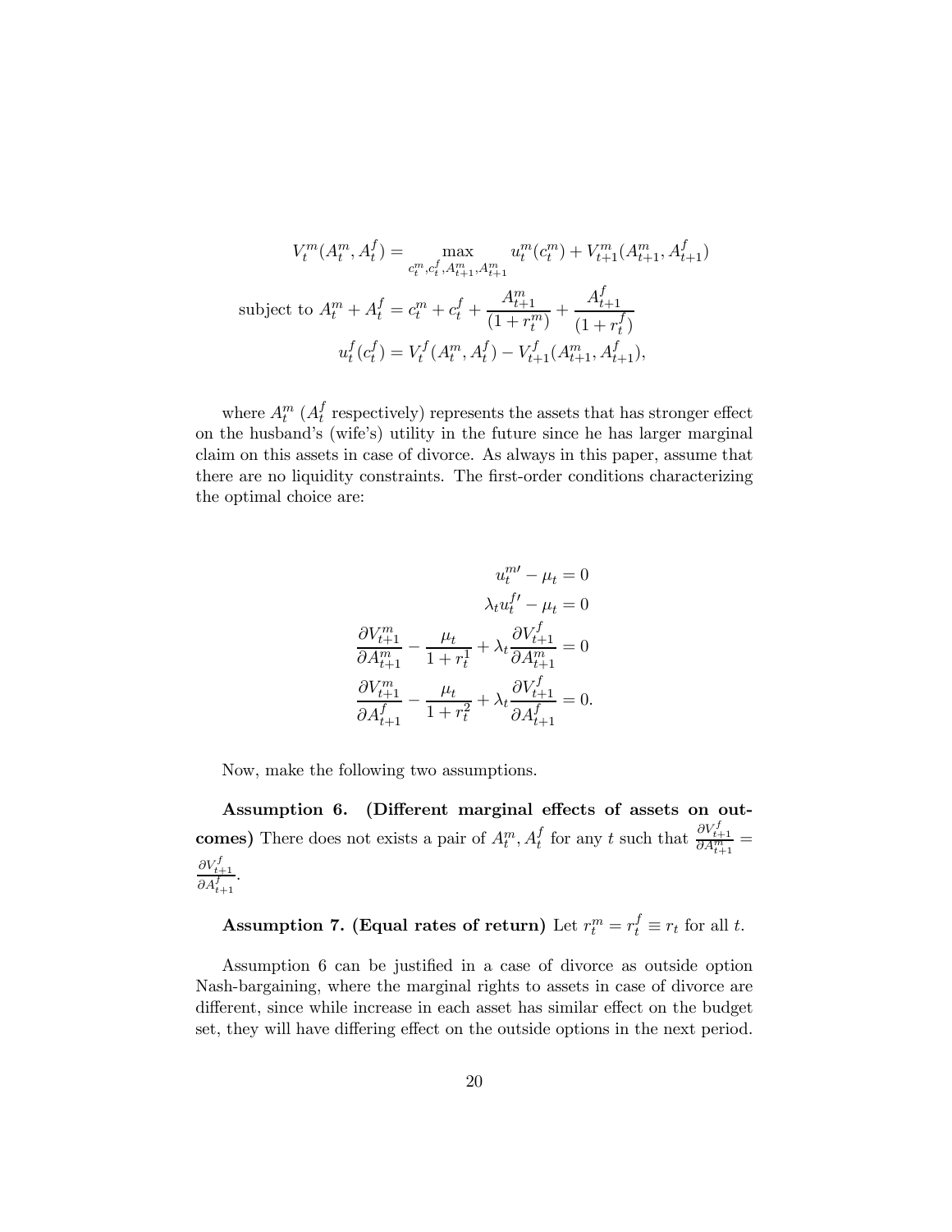$$
V_t^m(A_t^m, A_t^f) = \max_{c_t^m, c_t^f, A_{t+1}^m, A_{t+1}^m} u_t^m(c_t^m) + V_{t+1}^m(A_{t+1}^m, A_{t+1}^f)
$$

$$
\text{subject to } A_t^m + A_t^f = c_t^m + c_t^f + \frac{A_{t+1}^m}{(1 + r_t^m)} + \frac{A_{t+1}^f}{(1 + r_t^f)}
$$

$$
u_t^f(c_t^f) = V_t^f(A_t^m, A_t^f) - V_{t+1}^f(A_{t+1}^m, A_{t+1}^f),
$$

where $A_t^m$ ($A_t^f$ respectively) represents the assets that has stronger effect on the husband's (wife's) utility in the future since he has larger marginal claim on this assets in case of divorce. As always in this paper, assume that there are no liquidity constraints. The first-order conditions characterizing the optimal choice are:

$$
u_t^{m\prime} - \mu_t = 0
$$

$$
\lambda_t u_t^{f\prime} - \mu_t = 0
$$

$$
\frac{\partial V_{t+1}^m}{\partial A_{t+1}^m} - \frac{\mu_t}{1 + r_t^1} + \lambda_t \frac{\partial V_{t+1}^f}{\partial A_{t+1}^m} = 0
$$

$$
\frac{\partial V_{t+1}^m}{\partial A_{t+1}^f} - \frac{\mu_t}{1 + r_t^2} + \lambda_t \frac{\partial V_{t+1}^f}{\partial A_{t+1}^f} = 0.
$$

Now, make the following two assumptions.

**Assumption 6. (Different marginal effects of assets on outcomes)** There does not exists a pair of $A_t^m, A_t^f$ for any $t$ such that $\frac{\partial V_{t+1}^f}{\partial A_{t+1}^m} = \frac{\partial V_{t+1}^f}{\partial A_{t+1}^f}$.

**Assumption 7. (Equal rates of return)** Let $r_t^m = r_t^f \equiv r_t$ for all $t$.

Assumption 6 can be justified in a case of divorce as outside option Nash-bargaining, where the marginal rights to assets in case of divorce are different, since while increase in each asset has similar effect on the budget set, they will have differing effect on the outside options in the next period.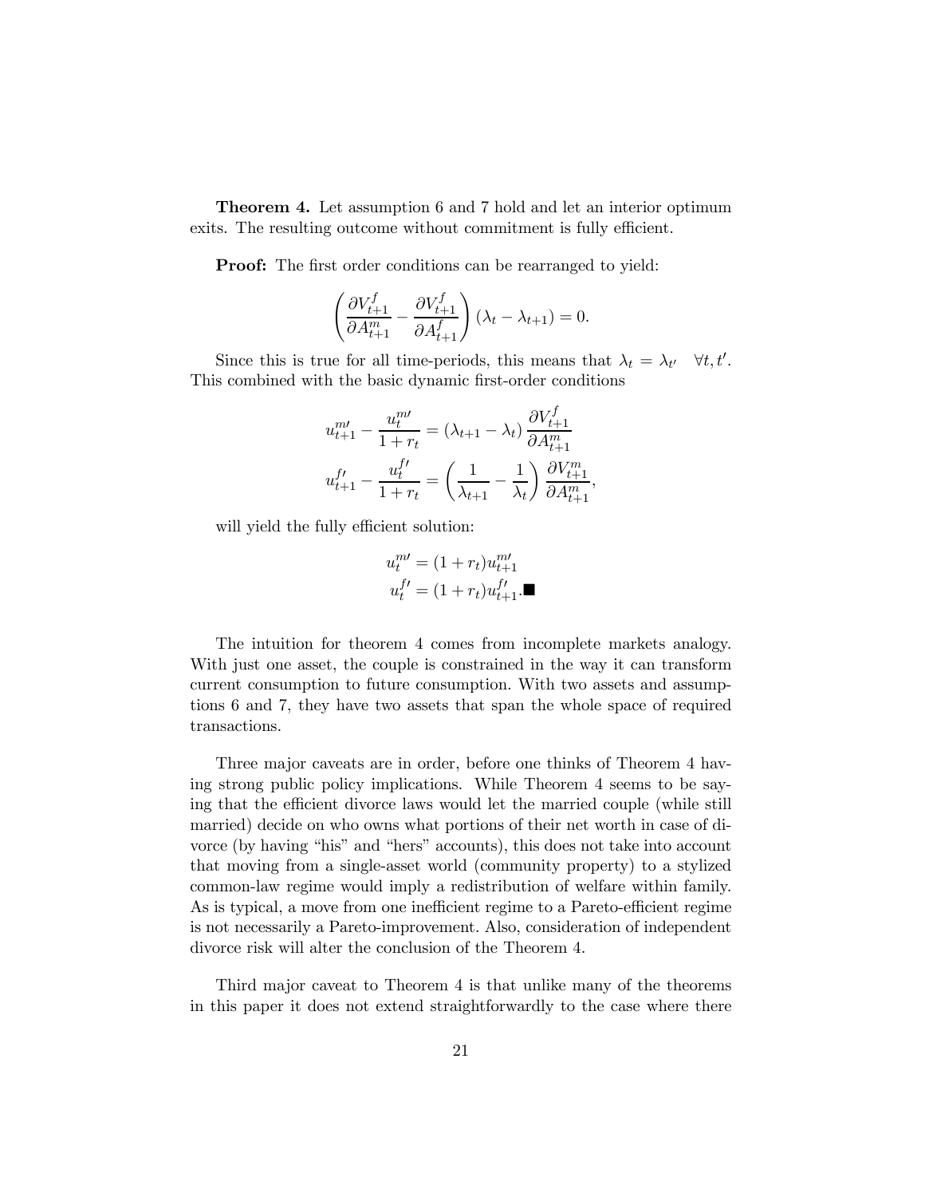**Theorem 4.** Let assumption 6 and 7 hold and let an interior optimum exits. The resulting outcome without commitment is fully efficient.

**Proof:** The first order conditions can be rearranged to yield:

$$\left(\frac{\partial V_{t+1}^{f}}{\partial A_{t+1}^{m}} - \frac{\partial V_{t+1}^{f}}{\partial A_{t+1}^{f}}\right)(\lambda_t - \lambda_{t+1}) = 0.$$

Since this is true for all time-periods, this means that $\lambda_t = \lambda_{t'} \quad \forall t, t'$. This combined with the basic dynamic first-order conditions

$$u_{t+1}^{m\prime} - \frac{u_t^{m\prime}}{1+r_t} = (\lambda_{t+1} - \lambda_t)\frac{\partial V_{t+1}^{f}}{\partial A_{t+1}^{m}}$$
$$u_{t+1}^{f\prime} - \frac{u_t^{f\prime}}{1+r_t} = \left(\frac{1}{\lambda_{t+1}} - \frac{1}{\lambda_t}\right)\frac{\partial V_{t+1}^{m}}{\partial A_{t+1}^{m}},$$

will yield the fully efficient solution:

$$u_t^{m\prime} = (1+r_t)u_{t+1}^{m\prime}$$
$$u_t^{f\prime} = (1+r_t)u_{t+1}^{f\prime}. \blacksquare$$

The intuition for theorem 4 comes from incomplete markets analogy. With just one asset, the couple is constrained in the way it can transform current consumption to future consumption. With two assets and assumptions 6 and 7, they have two assets that span the whole space of required transactions.

Three major caveats are in order, before one thinks of Theorem 4 having strong public policy implications. While Theorem 4 seems to be saying that the efficient divorce laws would let the married couple (while still married) decide on who owns what portions of their net worth in case of divorce (by having "his" and "hers" accounts), this does not take into account that moving from a single-asset world (community property) to a stylized common-law regime would imply a redistribution of welfare within family. As is typical, a move from one inefficient regime to a Pareto-efficient regime is not necessarily a Pareto-improvement. Also, consideration of independent divorce risk will alter the conclusion of the Theorem 4.

Third major caveat to Theorem 4 is that unlike many of the theorems in this paper it does not extend straightforwardly to the case where there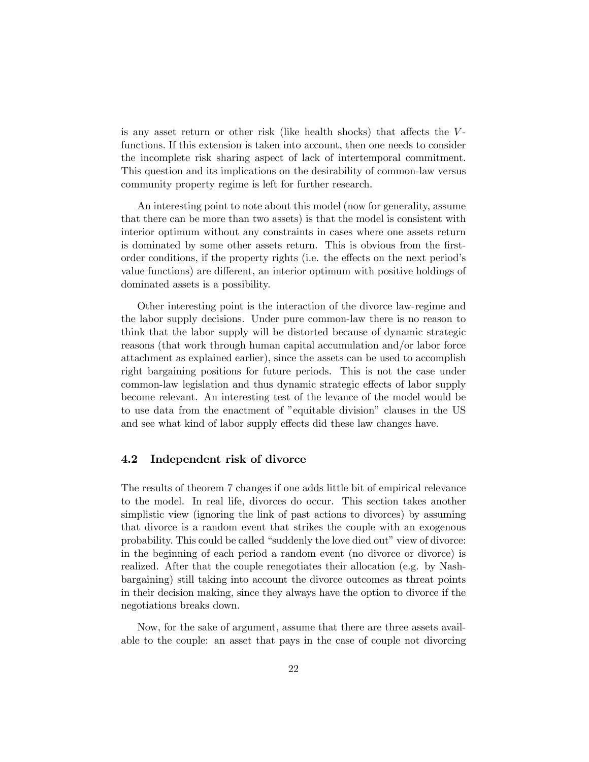is any asset return or other risk (like health shocks) that affects the $V$-functions. If this extension is taken into account, then one needs to consider the incomplete risk sharing aspect of lack of intertemporal commitment. This question and its implications on the desirability of common-law versus community property regime is left for further research.

An interesting point to note about this model (now for generality, assume that there can be more than two assets) is that the model is consistent with interior optimum without any constraints in cases where one assets return is dominated by some other assets return. This is obvious from the first-order conditions, if the property rights (i.e. the effects on the next period's value functions) are different, an interior optimum with positive holdings of dominated assets is a possibility.

Other interesting point is the interaction of the divorce law-regime and the labor supply decisions. Under pure common-law there is no reason to think that the labor supply will be distorted because of dynamic strategic reasons (that work through human capital accumulation and/or labor force attachment as explained earlier), since the assets can be used to accomplish right bargaining positions for future periods. This is not the case under common-law legislation and thus dynamic strategic effects of labor supply become relevant. An interesting test of the levance of the model would be to use data from the enactment of "equitable division" clauses in the US and see what kind of labor supply effects did these law changes have.

### 4.2 Independent risk of divorce

The results of theorem 7 changes if one adds little bit of empirical relevance to the model. In real life, divorces do occur. This section takes another simplistic view (ignoring the link of past actions to divorces) by assuming that divorce is a random event that strikes the couple with an exogenous probability. This could be called "suddenly the love died out" view of divorce: in the beginning of each period a random event (no divorce or divorce) is realized. After that the couple renegotiates their allocation (e.g. by Nash-bargaining) still taking into account the divorce outcomes as threat points in their decision making, since they always have the option to divorce if the negotiations breaks down.

Now, for the sake of argument, assume that there are three assets available to the couple: an asset that pays in the case of couple not divorcing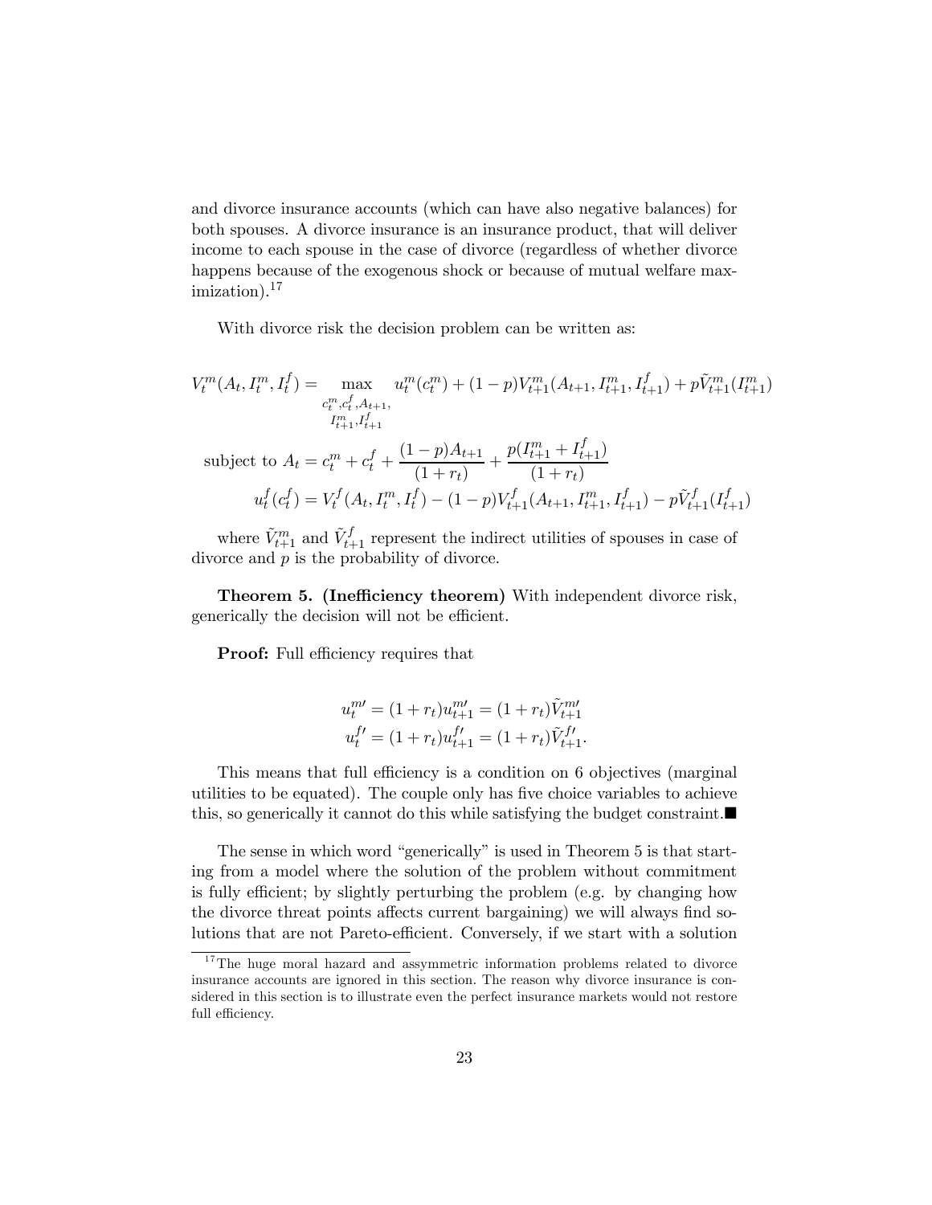and divorce insurance accounts (which can have also negative balances) for both spouses. A divorce insurance is an insurance product, that will deliver income to each spouse in the case of divorce (regardless of whether divorce happens because of the exogenous shock or because of mutual welfare maximization).[17]

With divorce risk the decision problem can be written as:

$$V_t^m(A_t, I_t^m, I_t^f) = \max_{\substack{c_t^m, c_t^f, A_{t+1}, \\ I_{t+1}^m, I_{t+1}^f}} u_t^m(c_t^m) + (1-p)V_{t+1}^m(A_{t+1}, I_{t+1}^m, I_{t+1}^f) + p\tilde{V}_{t+1}^m(I_{t+1}^m)$$

$$\text{subject to } A_t = c_t^m + c_t^f + \frac{(1-p)A_{t+1}}{(1+r_t)} + \frac{p(I_{t+1}^m + I_{t+1}^f)}{(1+r_t)}$$

$$u_t^f(c_t^f) = V_t^f(A_t, I_t^m, I_t^f) - (1-p)V_{t+1}^f(A_{t+1}, I_{t+1}^m, I_{t+1}^f) - p\tilde{V}_{t+1}^f(I_{t+1}^f)$$

where $\tilde{V}_{t+1}^m$ and $\tilde{V}_{t+1}^f$ represent the indirect utilities of spouses in case of divorce and $p$ is the probability of divorce.

**Theorem 5. (Inefficiency theorem)** With independent divorce risk, generically the decision will not be efficient.

**Proof:** Full efficiency requires that

$$u_t^{m\prime} = (1+r_t)u_{t+1}^{m\prime} = (1+r_t)\tilde{V}_{t+1}^{m\prime}$$
$$u_t^{f\prime} = (1+r_t)u_{t+1}^{f\prime} = (1+r_t)\tilde{V}_{t+1}^{f\prime}.$$

This means that full efficiency is a condition on 6 objectives (marginal utilities to be equated). The couple only has five choice variables to achieve this, so generically it cannot do this while satisfying the budget constraint.■

The sense in which word "generically" is used in Theorem 5 is that starting from a model where the solution of the problem without commitment is fully efficient; by slightly perturbing the problem (e.g. by changing how the divorce threat points affects current bargaining) we will always find solutions that are not Pareto-efficient. Conversely, if we start with a solution

[17] The huge moral hazard and assymmetric information problems related to divorce insurance accounts are ignored in this section. The reason why divorce insurance is considered in this section is to illustrate even the perfect insurance markets would not restore full efficiency.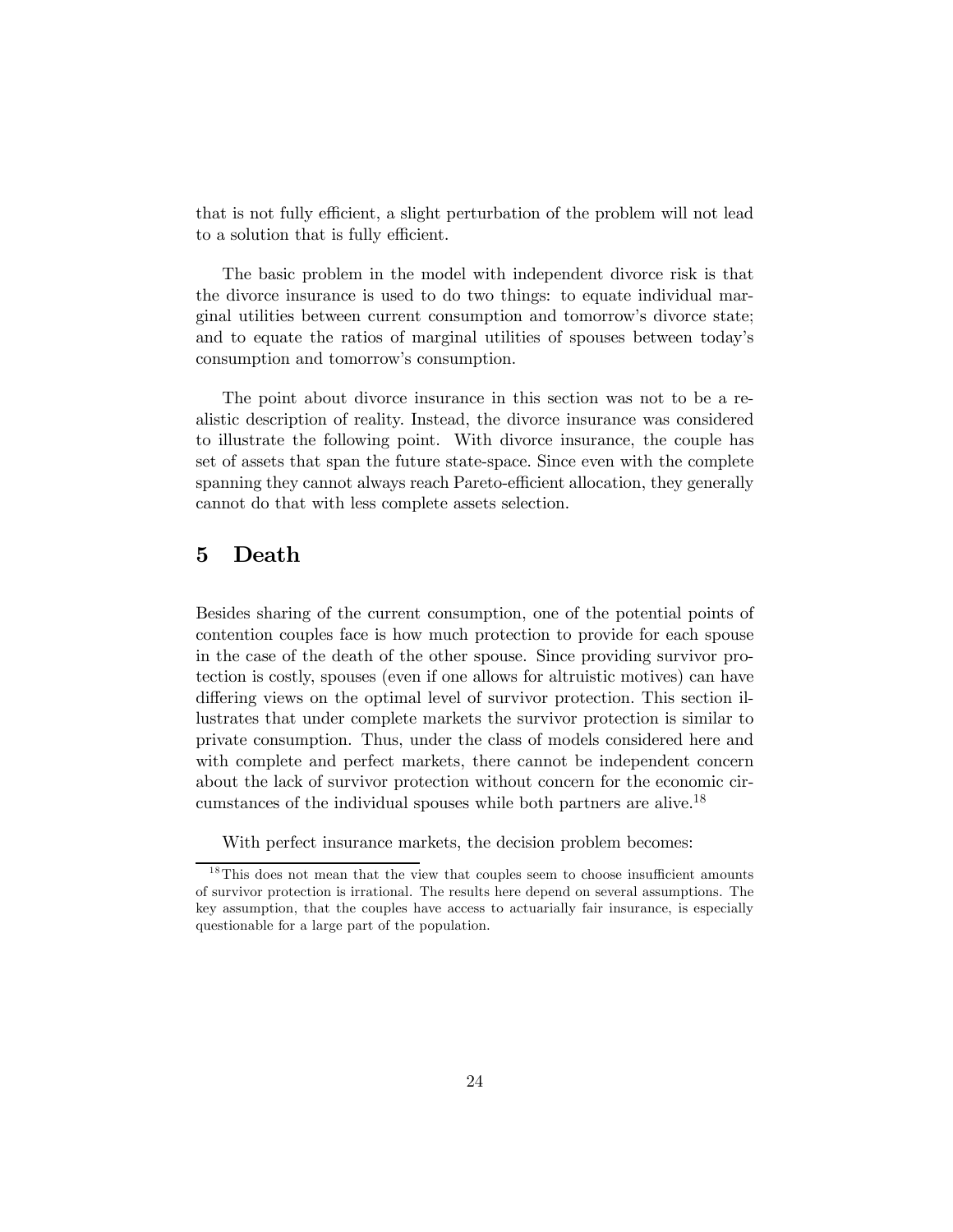that is not fully efficient, a slight perturbation of the problem will not lead to a solution that is fully efficient.

The basic problem in the model with independent divorce risk is that the divorce insurance is used to do two things: to equate individual marginal utilities between current consumption and tomorrow's divorce state; and to equate the ratios of marginal utilities of spouses between today's consumption and tomorrow's consumption.

The point about divorce insurance in this section was not to be a realistic description of reality. Instead, the divorce insurance was considered to illustrate the following point. With divorce insurance, the couple has set of assets that span the future state-space. Since even with the complete spanning they cannot always reach Pareto-efficient allocation, they generally cannot do that with less complete assets selection.

# 5 Death

Besides sharing of the current consumption, one of the potential points of contention couples face is how much protection to provide for each spouse in the case of the death of the other spouse. Since providing survivor protection is costly, spouses (even if one allows for altruistic motives) can have differing views on the optimal level of survivor protection. This section illustrates that under complete markets the survivor protection is similar to private consumption. Thus, under the class of models considered here and with complete and perfect markets, there cannot be independent concern about the lack of survivor protection without concern for the economic circumstances of the individual spouses while both partners are alive.[18]

With perfect insurance markets, the decision problem becomes:

[18] This does not mean that the view that couples seem to choose insufficient amounts of survivor protection is irrational. The results here depend on several assumptions. The key assumption, that the couples have access to actuarially fair insurance, is especially questionable for a large part of the population.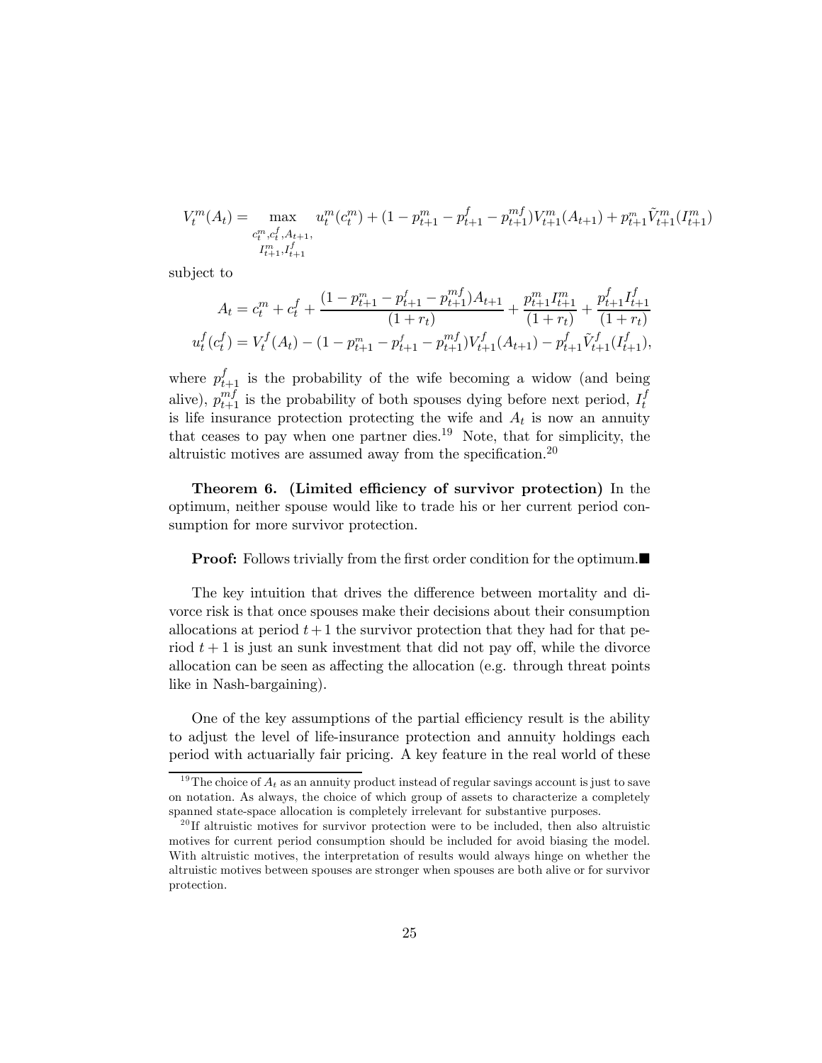$$V_t^m(A_t) = \max_{\substack{c_t^m, c_t^f, A_{t+1}, \\ I_{t+1}^m, I_{t+1}^f}} u_t^m(c_t^m) + (1 - p_{t+1}^m - p_{t+1}^f - p_{t+1}^{mf}) V_{t+1}^m(A_{t+1}) + p_{t+1}^m \tilde{V}_{t+1}^m(I_{t+1}^m)$$

subject to

$$A_t = c_t^m + c_t^f + \frac{(1 - p_{t+1}^m - p_{t+1}^f - p_{t+1}^{mf}) A_{t+1}}{(1 + r_t)} + \frac{p_{t+1}^m I_{t+1}^m}{(1 + r_t)} + \frac{p_{t+1}^f I_{t+1}^f}{(1 + r_t)}$$

$$u_t^f(c_t^f) = V_t^f(A_t) - (1 - p_{t+1}^m - p_{t+1}^f - p_{t+1}^{mf}) V_{t+1}^f(A_{t+1}) - p_{t+1}^f \tilde{V}_{t+1}^f(I_{t+1}^f),$$

where $p_{t+1}^f$ is the probability of the wife becoming a widow (and being alive), $p_{t+1}^{mf}$ is the probability of both spouses dying before next period, $I_t^f$ is life insurance protection protecting the wife and $A_t$ is now an annuity that ceases to pay when one partner dies.[19] Note, that for simplicity, the altruistic motives are assumed away from the specification.[20]

**Theorem 6. (Limited efficiency of survivor protection)** In the optimum, neither spouse would like to trade his or her current period consumption for more survivor protection.

**Proof:** Follows trivially from the first order condition for the optimum.■

The key intuition that drives the difference between mortality and divorce risk is that once spouses make their decisions about their consumption allocations at period $t+1$ the survivor protection that they had for that period $t+1$ is just an sunk investment that did not pay off, while the divorce allocation can be seen as affecting the allocation (e.g. through threat points like in Nash-bargaining).

One of the key assumptions of the partial efficiency result is the ability to adjust the level of life-insurance protection and annuity holdings each period with actuarially fair pricing. A key feature in the real world of these

---

[19] The choice of $A_t$ as an annuity product instead of regular savings account is just to save on notation. As always, the choice of which group of assets to characterize a completely spanned state-space allocation is completely irrelevant for substantive purposes.

[20] If altruistic motives for survivor protection were to be included, then also altruistic motives for current period consumption should be included for avoid biasing the model. With altruistic motives, the interpretation of results would always hinge on whether the altruistic motives between spouses are stronger when spouses are both alive or for survivor protection.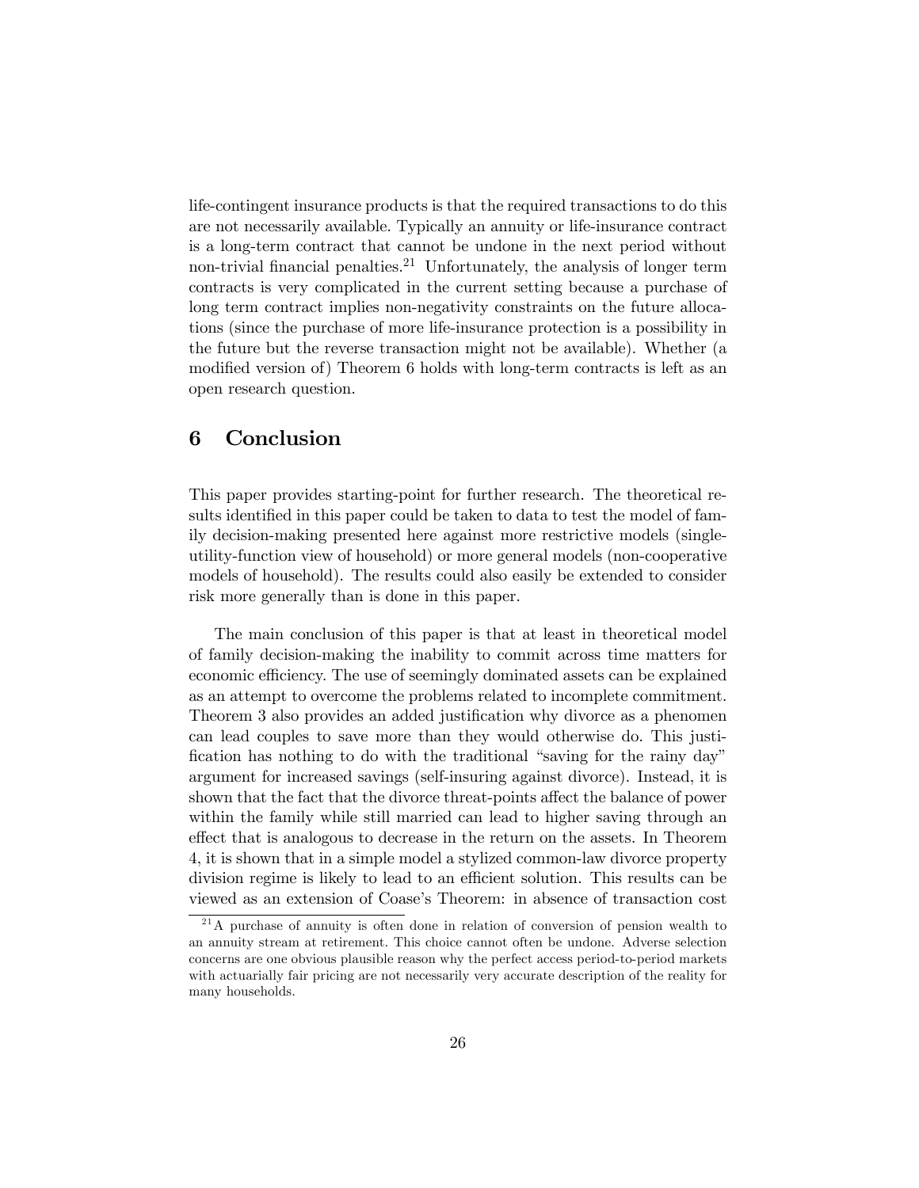life-contingent insurance products is that the required transactions to do this are not necessarily available. Typically an annuity or life-insurance contract is a long-term contract that cannot be undone in the next period without non-trivial financial penalties.[21] Unfortunately, the analysis of longer term contracts is very complicated in the current setting because a purchase of long term contract implies non-negativity constraints on the future allocations (since the purchase of more life-insurance protection is a possibility in the future but the reverse transaction might not be available). Whether (a modified version of) Theorem 6 holds with long-term contracts is left as an open research question.

## 6 Conclusion

This paper provides starting-point for further research. The theoretical results identified in this paper could be taken to data to test the model of family decision-making presented here against more restrictive models (single-utility-function view of household) or more general models (non-cooperative models of household). The results could also easily be extended to consider risk more generally than is done in this paper.

The main conclusion of this paper is that at least in theoretical model of family decision-making the inability to commit across time matters for economic efficiency. The use of seemingly dominated assets can be explained as an attempt to overcome the problems related to incomplete commitment. Theorem 3 also provides an added justification why divorce as a phenomen can lead couples to save more than they would otherwise do. This justification has nothing to do with the traditional "saving for the rainy day" argument for increased savings (self-insuring against divorce). Instead, it is shown that the fact that the divorce threat-points affect the balance of power within the family while still married can lead to higher saving through an effect that is analogous to decrease in the return on the assets. In Theorem 4, it is shown that in a simple model a stylized common-law divorce property division regime is likely to lead to an efficient solution. This results can be viewed as an extension of Coase's Theorem: in absence of transaction cost

[21] A purchase of annuity is often done in relation of conversion of pension wealth to an annuity stream at retirement. This choice cannot often be undone. Adverse selection concerns are one obvious plausible reason why the perfect access period-to-period markets with actuarially fair pricing are not necessarily very accurate description of the reality for many households.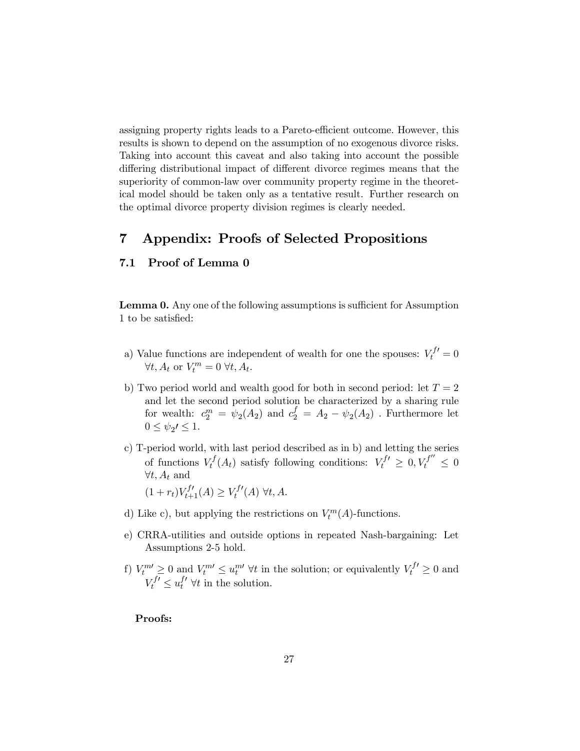assigning property rights leads to a Pareto-efficient outcome. However, this results is shown to depend on the assumption of no exogenous divorce risks. Taking into account this caveat and also taking into account the possible differing distributional impact of different divorce regimes means that the superiority of common-law over community property regime in the theoretical model should be taken only as a tentative result. Further research on the optimal divorce property division regimes is clearly needed.

# 7 Appendix: Proofs of Selected Propositions

## 7.1 Proof of Lemma 0

**Lemma 0.** Any one of the following assumptions is sufficient for Assumption 1 to be satisfied:

a) Value functions are independent of wealth for one the spouses: $V_t^{f\prime} = 0$ $\forall t, A_t$ or $V_t^m = 0$ $\forall t, A_t$.

b) Two period world and wealth good for both in second period: let $T = 2$ and let the second period solution be characterized by a sharing rule for wealth: $c_2^m = \psi_2(A_2)$ and $c_2^f = A_2 - \psi_2(A_2)$ . Furthermore let $0 \leq \psi_2\prime \leq 1$.

c) T-period world, with last period described as in b) and letting the series of functions $V_t^f(A_t)$ satisfy following conditions: $V_t^{f\prime} \geq 0, V_t^{f\prime\prime} \leq 0$ $\forall t, A_t$ and

   $(1 + r_t)V_{t+1}^{f\prime}(A) \geq V_t^{f\prime}(A)$ $\forall t, A$.

d) Like c), but applying the restrictions on $V_t^m(A)$-functions.

e) CRRA-utilities and outside options in repeated Nash-bargaining: Let Assumptions 2-5 hold.

f) $V_t^{m\prime} \geq 0$ and $V_t^{m\prime} \leq u_t^{m\prime}$ $\forall t$ in the solution; or equivalently $V_t^{f\prime} \geq 0$ and $V_t^{f\prime} \leq u_t^{f\prime}$ $\forall t$ in the solution.

**Proofs:**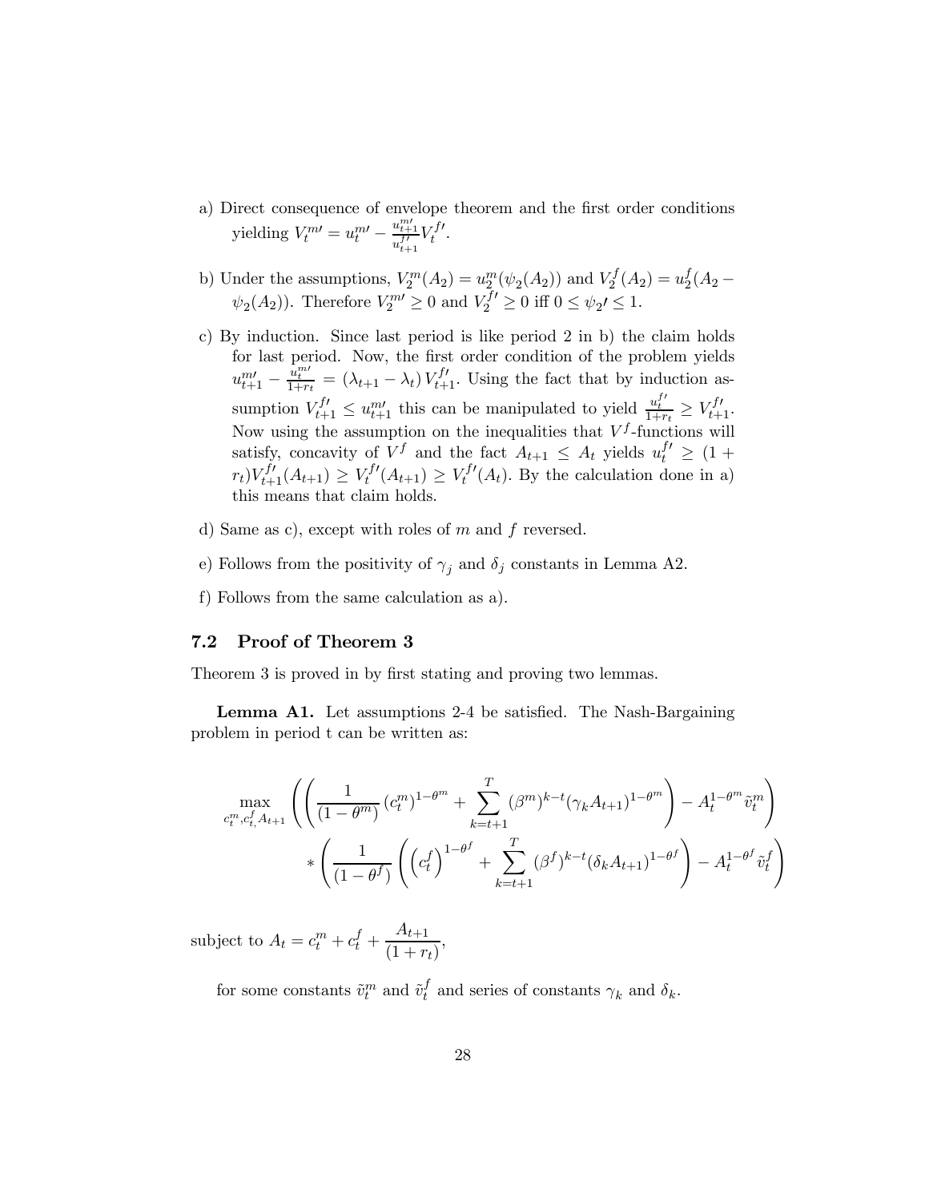a) Direct consequence of envelope theorem and the first order conditions yielding $V_t^{m\prime} = u_t^{m\prime} - \frac{u_{t+1}^{m\prime}}{u_{t+1}^{f\prime}} V_t^{f\prime}$.

b) Under the assumptions, $V_2^m(A_2) = u_2^m(\psi_2(A_2))$ and $V_2^f(A_2) = u_2^f(A_2 - \psi_2(A_2))$. Therefore $V_2^{m\prime} \geq 0$ and $V_2^{f\prime} \geq 0$ iff $0 \leq \psi_2\prime \leq 1$.

c) By induction. Since last period is like period 2 in b) the claim holds for last period. Now, the first order condition of the problem yields $u_{t+1}^{m\prime} - \frac{u_t^{m\prime}}{1+r_t} = (\lambda_{t+1} - \lambda_t) V_{t+1}^{f\prime}$. Using the fact that by induction assumption $V_{t+1}^{f\prime} \leq u_{t+1}^{m\prime}$ this can be manipulated to yield $\frac{u_t^{f\prime}}{1+r_t} \geq V_{t+1}^{f\prime}$. Now using the assumption on the inequalities that $V^f$-functions will satisfy, concavity of $V^f$ and the fact $A_{t+1} \leq A_t$ yields $u_t^{f\prime} \geq (1+r_t)V_{t+1}^{f\prime}(A_{t+1}) \geq V_t^{f\prime}(A_{t+1}) \geq V_t^{f\prime}(A_t)$. By the calculation done in a) this means that claim holds.

d) Same as c), except with roles of $m$ and $f$ reversed.

e) Follows from the positivity of $\gamma_j$ and $\delta_j$ constants in Lemma A2.

f) Follows from the same calculation as a).

### 7.2 Proof of Theorem 3

Theorem 3 is proved in by first stating and proving two lemmas.

**Lemma A1.** Let assumptions 2-4 be satisfied. The Nash-Bargaining problem in period t can be written as:

$$\max_{c_t^m, c_t^f, A_{t+1}} \left( \left( \frac{1}{(1-\theta^m)} (c_t^m)^{1-\theta^m} + \sum_{k=t+1}^{T} (\beta^m)^{k-t} (\gamma_k A_{t+1})^{1-\theta^m} \right) - A_t^{1-\theta^m} \tilde{v}_t^m \right)$$
$$* \left( \frac{1}{(1-\theta^f)} \left( \left(c_t^f\right)^{1-\theta^f} + \sum_{k=t+1}^{T} (\beta^f)^{k-t} (\delta_k A_{t+1})^{1-\theta^f} \right) - A_t^{1-\theta^f} \tilde{v}_t^f \right)$$

subject to $A_t = c_t^m + c_t^f + \dfrac{A_{t+1}}{(1+r_t)}$,

for some constants $\tilde{v}_t^m$ and $\tilde{v}_t^f$ and series of constants $\gamma_k$ and $\delta_k$.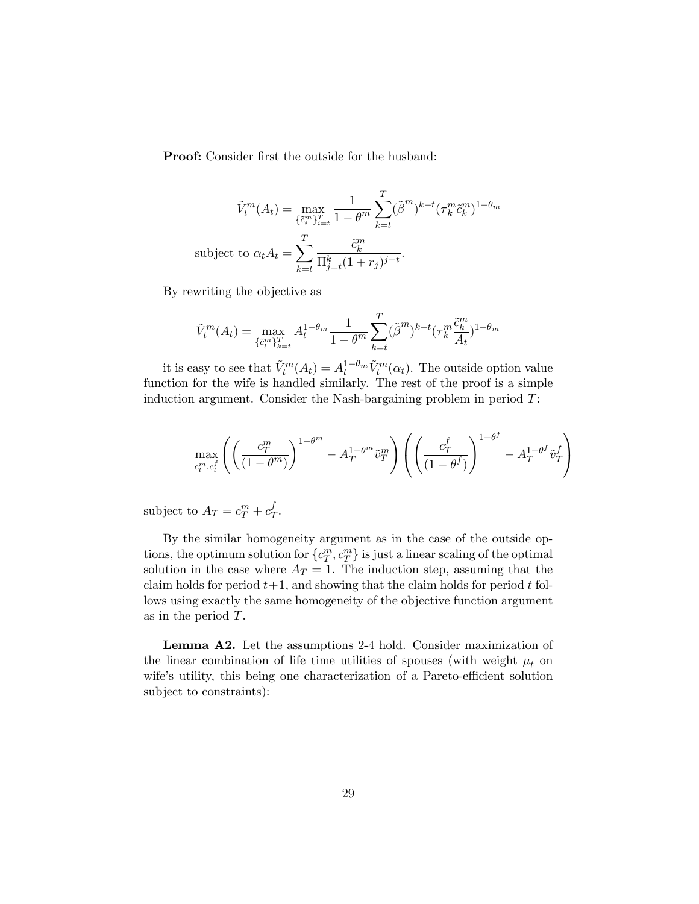**Proof:** Consider first the outside for the husband:

$$\tilde{V}_t^m(A_t) = \max_{\{\tilde{c}_i^m\}_{i=t}^T} \frac{1}{1-\theta^m} \sum_{k=t}^{T} (\tilde{\beta}^m)^{k-t} (\tau_k^m \tilde{c}_k^m)^{1-\theta_m}$$

$$\text{subject to } \alpha_t A_t = \sum_{k=t}^{T} \frac{\tilde{c}_k^m}{\Pi_{j=t}^k (1+r_j)^{j-t}}.$$

By rewriting the objective as

$$\tilde{V}_t^m(A_t) = \max_{\{\tilde{c}_l^m\}_{k=t}^T} A_t^{1-\theta_m} \frac{1}{1-\theta^m} \sum_{k=t}^{T} (\tilde{\beta}^m)^{k-t} (\tau_k^m \frac{\tilde{c}_k^m}{A_t})^{1-\theta_m}$$

it is easy to see that $\tilde{V}_t^m(A_t) = A_t^{1-\theta_m} \tilde{V}_t^m(\alpha_t)$. The outside option value function for the wife is handled similarly. The rest of the proof is a simple induction argument. Consider the Nash-bargaining problem in period $T$:

$$\max_{c_t^m, c_t^f} \left( \left( \frac{c_T^m}{(1-\theta^m)} \right)^{1-\theta^m} - A_T^{1-\theta^m} \tilde{v}_T^m \right) \left( \left( \frac{c_T^f}{(1-\theta^f)} \right)^{1-\theta^f} - A_T^{1-\theta^f} \tilde{v}_T^f \right)$$

subject to $A_T = c_T^m + c_T^f$.

By the similar homogeneity argument as in the case of the outside options, the optimum solution for $\{c_T^m, c_T^m\}$ is just a linear scaling of the optimal solution in the case where $A_T = 1$. The induction step, assuming that the claim holds for period $t+1$, and showing that the claim holds for period $t$ follows using exactly the same homogeneity of the objective function argument as in the period $T$.

**Lemma A2.** Let the assumptions 2-4 hold. Consider maximization of the linear combination of life time utilities of spouses (with weight $\mu_t$ on wife's utility, this being one characterization of a Pareto-efficient solution subject to constraints):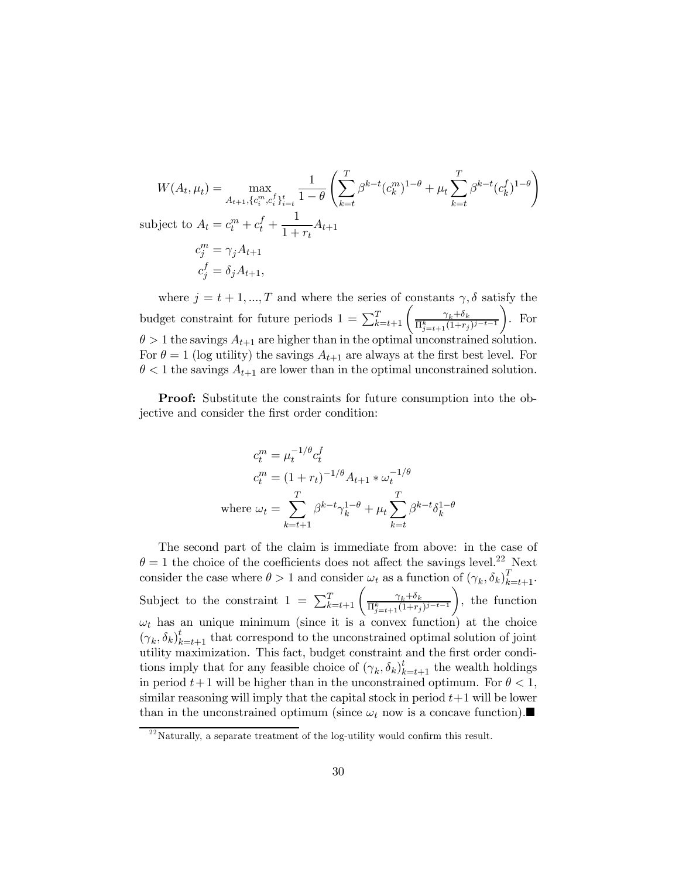$$W(A_t, \mu_t) = \max_{A_{t+1}, \{c_i^m, c_i^f\}_{i=t}^t} \frac{1}{1-\theta} \left( \sum_{k=t}^T \beta^{k-t} (c_k^m)^{1-\theta} + \mu_t \sum_{k=t}^T \beta^{k-t} (c_k^f)^{1-\theta} \right)$$

subject to $A_t = c_t^m + c_t^f + \frac{1}{1+r_t} A_{t+1}$

$$c_j^m = \gamma_j A_{t+1}$$

$$c_j^f = \delta_j A_{t+1},$$

where $j = t+1, ..., T$ and where the series of constants $\gamma, \delta$ satisfy the budget constraint for future periods $1 = \sum_{k=t+1}^T \left( \frac{\gamma_k + \delta_k}{\Pi_{j=t+1}^k (1+r_j)^{j-t-1}} \right)$. For $\theta > 1$ the savings $A_{t+1}$ are higher than in the optimal unconstrained solution. For $\theta = 1$ (log utility) the savings $A_{t+1}$ are always at the first best level. For $\theta < 1$ the savings $A_{t+1}$ are lower than in the optimal unconstrained solution.

**Proof:** Substitute the constraints for future consumption into the objective and consider the first order condition:

$$c_t^m = \mu_t^{-1/\theta} c_t^f$$

$$c_t^m = (1+r_t)^{-1/\theta} A_{t+1} * \omega_t^{-1/\theta}$$

$$\text{where } \omega_t = \sum_{k=t+1}^T \beta^{k-t} \gamma_k^{1-\theta} + \mu_t \sum_{k=t}^T \beta^{k-t} \delta_k^{1-\theta}$$

The second part of the claim is immediate from above: in the case of $\theta = 1$ the choice of the coefficients does not affect the savings level.[22] Next consider the case where $\theta > 1$ and consider $\omega_t$ as a function of $(\gamma_k, \delta_k)_{k=t+1}^T$. Subject to the constraint $1 = \sum_{k=t+1}^T \left( \frac{\gamma_k + \delta_k}{\Pi_{j=t+1}^k (1+r_j)^{j-t-1}} \right)$, the function $\omega_t$ has an unique minimum (since it is a convex function) at the choice $(\gamma_k, \delta_k)_{k=t+1}^t$ that correspond to the unconstrained optimal solution of joint utility maximization. This fact, budget constraint and the first order conditions imply that for any feasible choice of $(\gamma_k, \delta_k)_{k=t+1}^t$ the wealth holdings in period $t+1$ will be higher than in the unconstrained optimum. For $\theta < 1$, similar reasoning will imply that the capital stock in period $t+1$ will be lower than in the unconstrained optimum (since $\omega_t$ now is a concave function).■

[22] Naturally, a separate treatment of the log-utility would confirm this result.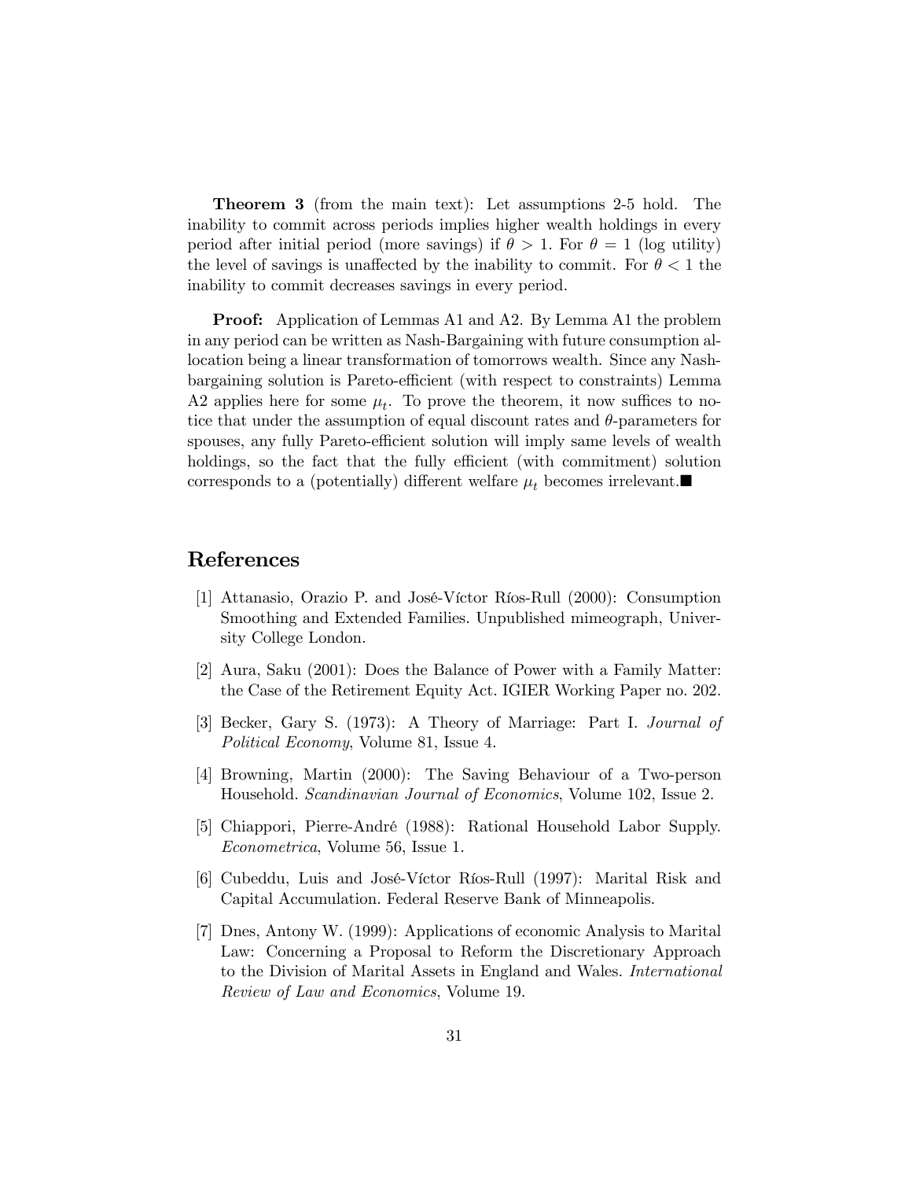**Theorem 3** (from the main text): Let assumptions 2-5 hold. The inability to commit across periods implies higher wealth holdings in every period after initial period (more savings) if $\theta > 1$. For $\theta = 1$ (log utility) the level of savings is unaffected by the inability to commit. For $\theta < 1$ the inability to commit decreases savings in every period.

**Proof:** Application of Lemmas A1 and A2. By Lemma A1 the problem in any period can be written as Nash-Bargaining with future consumption allocation being a linear transformation of tomorrows wealth. Since any Nash-bargaining solution is Pareto-efficient (with respect to constraints) Lemma A2 applies here for some $\mu_t$. To prove the theorem, it now suffices to notice that under the assumption of equal discount rates and $\theta$-parameters for spouses, any fully Pareto-efficient solution will imply same levels of wealth holdings, so the fact that the fully efficient (with commitment) solution corresponds to a (potentially) different welfare $\mu_t$ becomes irrelevant.■

# References

[1] Attanasio, Orazio P. and José-Víctor Ríos-Rull (2000): Consumption Smoothing and Extended Families. Unpublished mimeograph, University College London.

[2] Aura, Saku (2001): Does the Balance of Power with a Family Matter: the Case of the Retirement Equity Act. IGIER Working Paper no. 202.

[3] Becker, Gary S. (1973): A Theory of Marriage: Part I. *Journal of Political Economy*, Volume 81, Issue 4.

[4] Browning, Martin (2000): The Saving Behaviour of a Two-person Household. *Scandinavian Journal of Economics*, Volume 102, Issue 2.

[5] Chiappori, Pierre-André (1988): Rational Household Labor Supply. *Econometrica*, Volume 56, Issue 1.

[6] Cubeddu, Luis and José-Víctor Ríos-Rull (1997): Marital Risk and Capital Accumulation. Federal Reserve Bank of Minneapolis.

[7] Dnes, Antony W. (1999): Applications of economic Analysis to Marital Law: Concerning a Proposal to Reform the Discretionary Approach to the Division of Marital Assets in England and Wales. *International Review of Law and Economics*, Volume 19.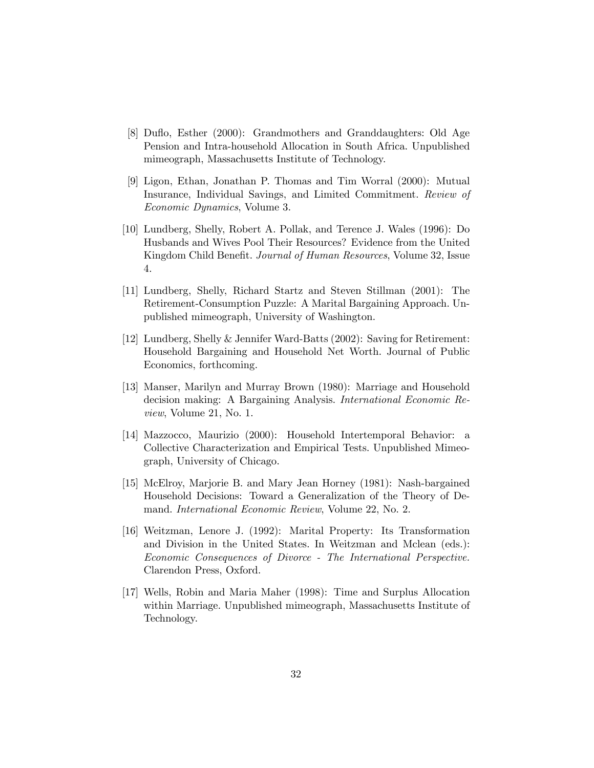[8] Duflo, Esther (2000): Grandmothers and Granddaughters: Old Age Pension and Intra-household Allocation in South Africa. Unpublished mimeograph, Massachusetts Institute of Technology.

[9] Ligon, Ethan, Jonathan P. Thomas and Tim Worral (2000): Mutual Insurance, Individual Savings, and Limited Commitment. *Review of Economic Dynamics*, Volume 3.

[10] Lundberg, Shelly, Robert A. Pollak, and Terence J. Wales (1996): Do Husbands and Wives Pool Their Resources? Evidence from the United Kingdom Child Benefit. *Journal of Human Resources*, Volume 32, Issue 4.

[11] Lundberg, Shelly, Richard Startz and Steven Stillman (2001): The Retirement-Consumption Puzzle: A Marital Bargaining Approach. Unpublished mimeograph, University of Washington.

[12] Lundberg, Shelly & Jennifer Ward-Batts (2002): Saving for Retirement: Household Bargaining and Household Net Worth. Journal of Public Economics, forthcoming.

[13] Manser, Marilyn and Murray Brown (1980): Marriage and Household decision making: A Bargaining Analysis. *International Economic Review*, Volume 21, No. 1.

[14] Mazzocco, Maurizio (2000): Household Intertemporal Behavior: a Collective Characterization and Empirical Tests. Unpublished Mimeograph, University of Chicago.

[15] McElroy, Marjorie B. and Mary Jean Horney (1981): Nash-bargained Household Decisions: Toward a Generalization of the Theory of Demand. *International Economic Review*, Volume 22, No. 2.

[16] Weitzman, Lenore J. (1992): Marital Property: Its Transformation and Division in the United States. In Weitzman and Mclean (eds.): *Economic Consequences of Divorce - The International Perspective.* Clarendon Press, Oxford.

[17] Wells, Robin and Maria Maher (1998): Time and Surplus Allocation within Marriage. Unpublished mimeograph, Massachusetts Institute of Technology.